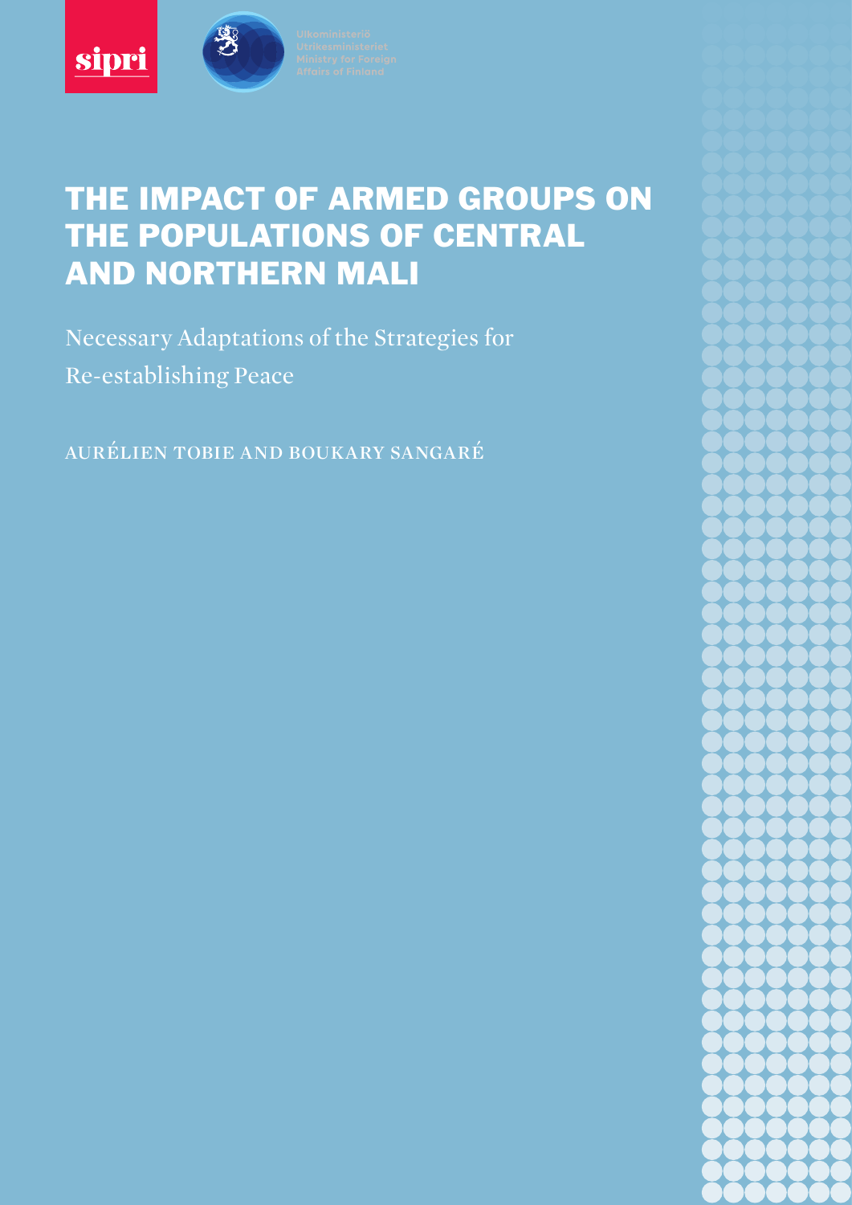sipri

Ulkoministeriö
Utrikesministeriet
Ministry for Foreign Affairs of Finland

# THE IMPACT OF ARMED GROUPS ON THE POPULATIONS OF CENTRAL AND NORTHERN MALI

## Necessary Adaptations of the Strategies for Re-establishing Peace

AURÉLIEN TOBIE AND BOUKARY SANGARÉ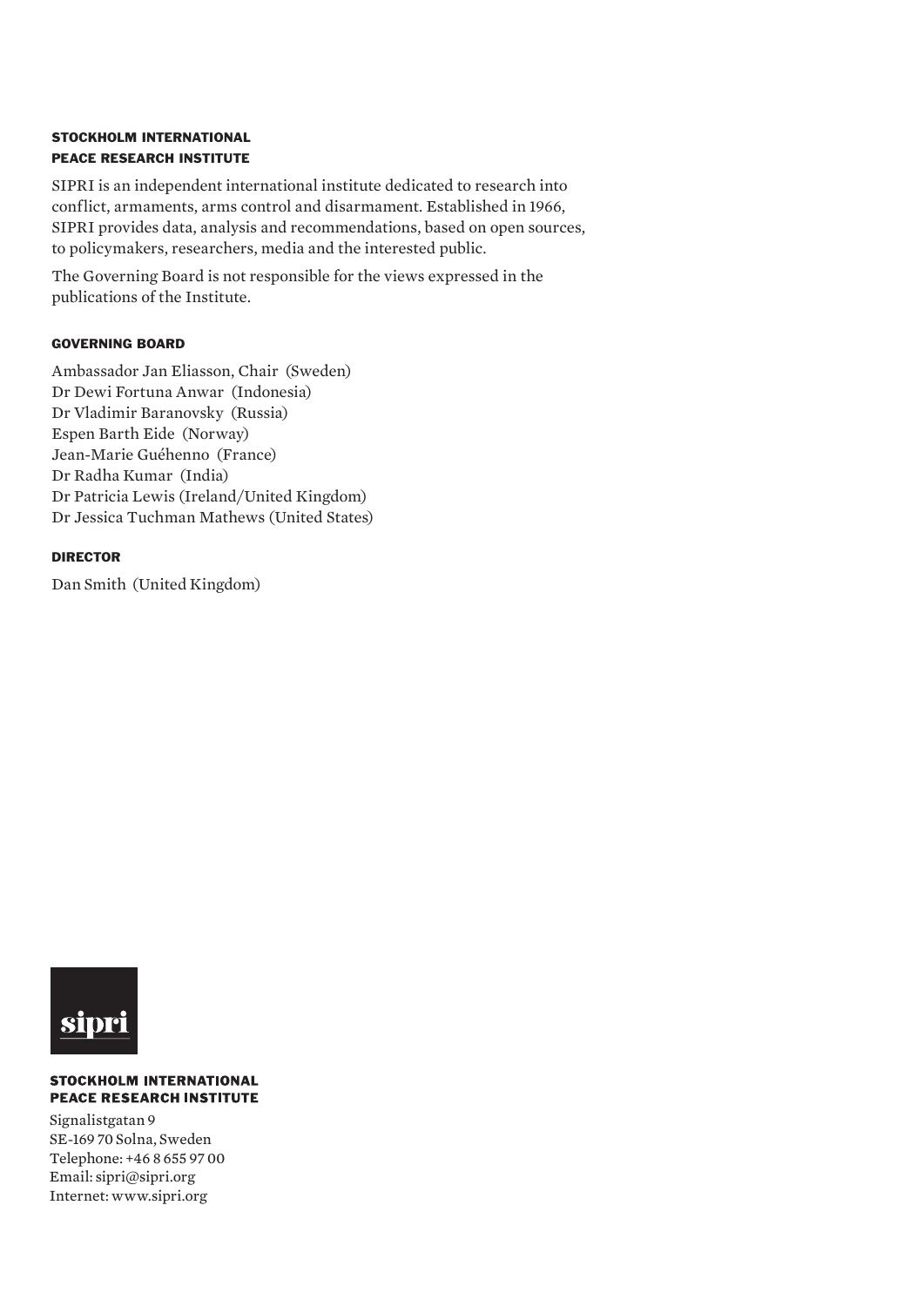## STOCKHOLM INTERNATIONAL PEACE RESEARCH INSTITUTE

SIPRI is an independent international institute dedicated to research into conflict, armaments, arms control and disarmament. Established in 1966, SIPRI provides data, analysis and recommendations, based on open sources, to policymakers, researchers, media and the interested public.

The Governing Board is not responsible for the views expressed in the publications of the Institute.

### GOVERNING BOARD

Ambassador Jan Eliasson, Chair (Sweden)
Dr Dewi Fortuna Anwar (Indonesia)
Dr Vladimir Baranovsky (Russia)
Espen Barth Eide (Norway)
Jean-Marie Guéhenno (France)
Dr Radha Kumar (India)
Dr Patricia Lewis (Ireland/United Kingdom)
Dr Jessica Tuchman Mathews (United States)

### DIRECTOR

Dan Smith (United Kingdom)

sipri

**STOCKHOLM INTERNATIONAL PEACE RESEARCH INSTITUTE**

Signalistgatan 9
SE-169 70 Solna, Sweden
Telephone: +46 8 655 97 00
Email: sipri@sipri.org
Internet: www.sipri.org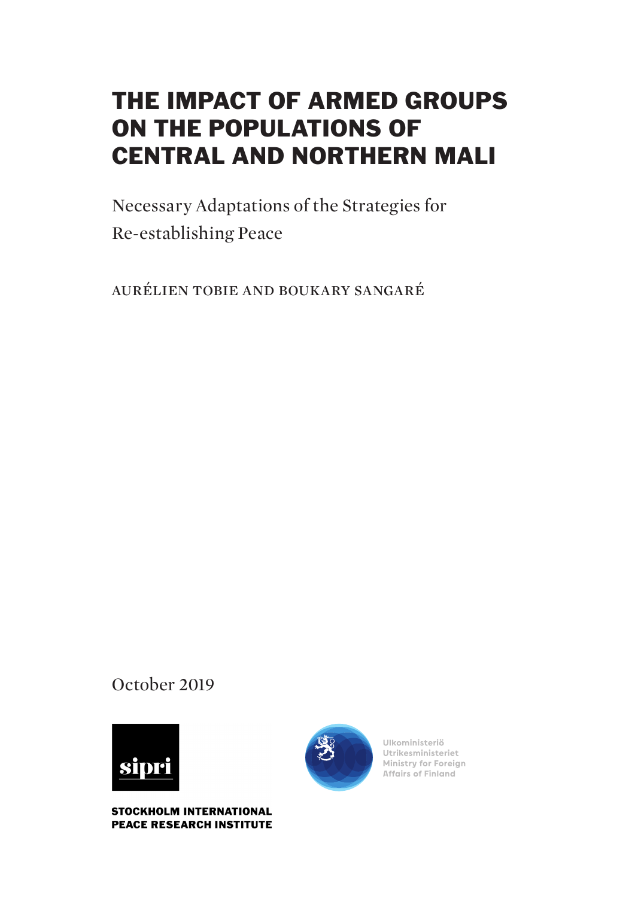# THE IMPACT OF ARMED GROUPS ON THE POPULATIONS OF CENTRAL AND NORTHERN MALI

## Necessary Adaptations of the Strategies for Re-establishing Peace

AURÉLIEN TOBIE AND BOUKARY SANGARÉ

October 2019

STOCKHOLM INTERNATIONAL PEACE RESEARCH INSTITUTE

Ulkoministeriö
Utrikesministeriet
Ministry for Foreign Affairs of Finland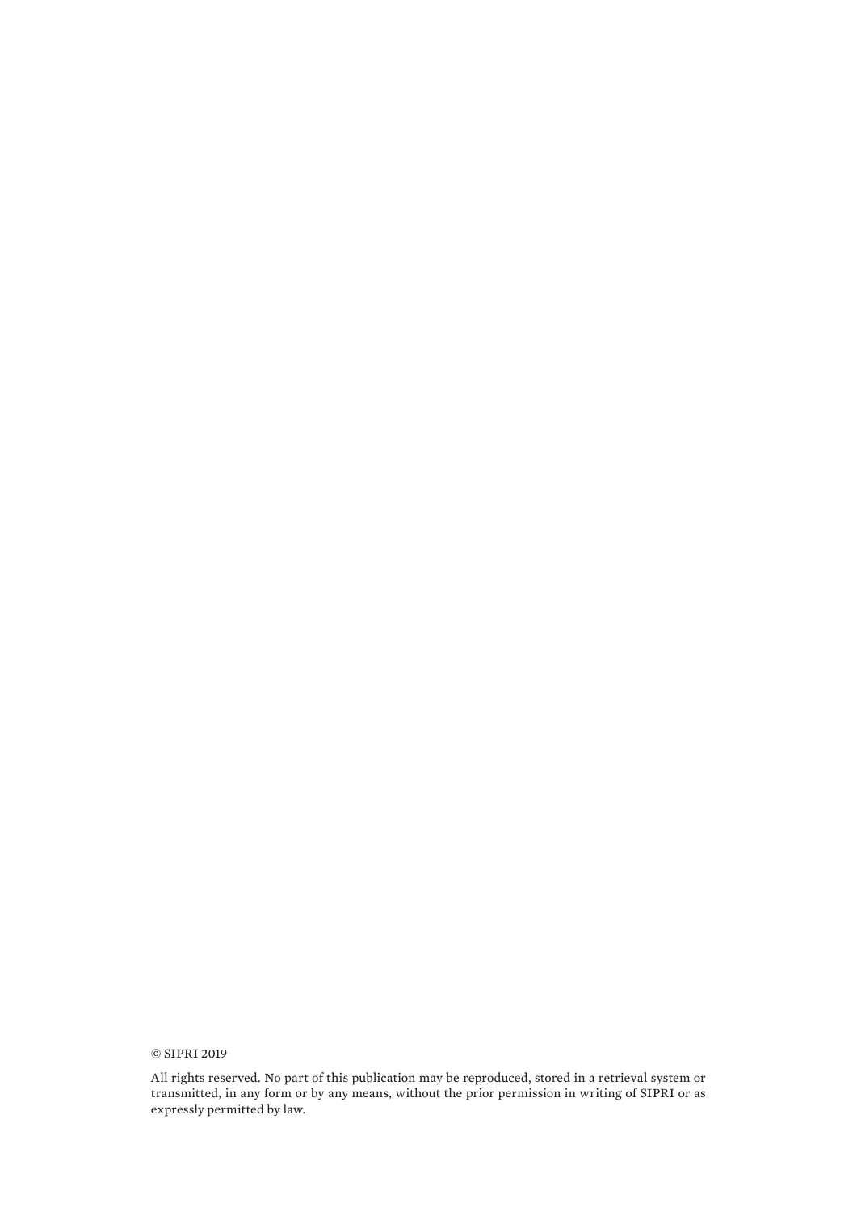© SIPRI 2019

All rights reserved. No part of this publication may be reproduced, stored in a retrieval system or transmitted, in any form or by any means, without the prior permission in writing of SIPRI or as expressly permitted by law.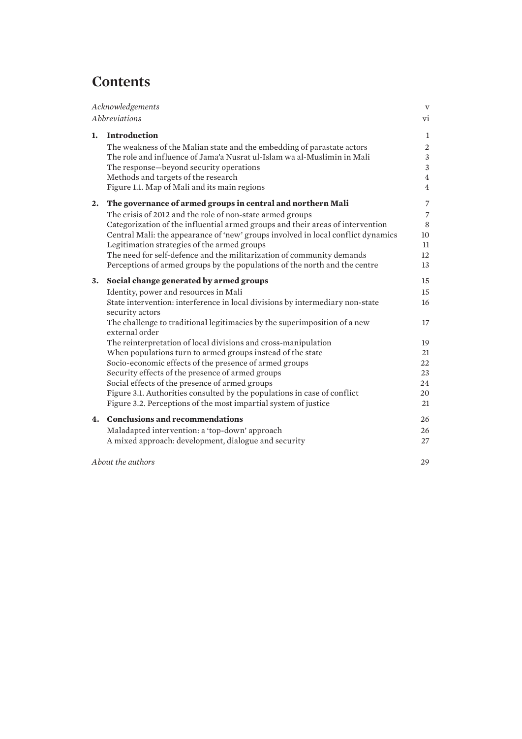# Contents

| | | |
|---|---|---|
| *Acknowledgements* | | v |
| *Abbreviations* | | vi |
| **1.** | **Introduction** | 1 |
| | The weakness of the Malian state and the embedding of parastate actors | 2 |
| | The role and influence of Jama'a Nusrat ul-Islam wa al-Muslimin in Mali | 3 |
| | The response—beyond security operations | 3 |
| | Methods and targets of the research | 4 |
| | Figure 1.1. Map of Mali and its main regions | 4 |
| **2.** | **The governance of armed groups in central and northern Mali** | 7 |
| | The crisis of 2012 and the role of non-state armed groups | 7 |
| | Categorization of the influential armed groups and their areas of intervention | 8 |
| | Central Mali: the appearance of 'new' groups involved in local conflict dynamics | 10 |
| | Legitimation strategies of the armed groups | 11 |
| | The need for self-defence and the militarization of community demands | 12 |
| | Perceptions of armed groups by the populations of the north and the centre | 13 |
| **3.** | **Social change generated by armed groups** | 15 |
| | Identity, power and resources in Mali | 15 |
| | State intervention: interference in local divisions by intermediary non-state security actors | 16 |
| | The challenge to traditional legitimacies by the superimposition of a new external order | 17 |
| | The reinterpretation of local divisions and cross-manipulation | 19 |
| | When populations turn to armed groups instead of the state | 21 |
| | Socio-economic effects of the presence of armed groups | 22 |
| | Security effects of the presence of armed groups | 23 |
| | Social effects of the presence of armed groups | 24 |
| | Figure 3.1. Authorities consulted by the populations in case of conflict | 20 |
| | Figure 3.2. Perceptions of the most impartial system of justice | 21 |
| **4.** | **Conclusions and recommendations** | 26 |
| | Maladapted intervention: a 'top-down' approach | 26 |
| | A mixed approach: development, dialogue and security | 27 |
| *About the authors* | | 29 |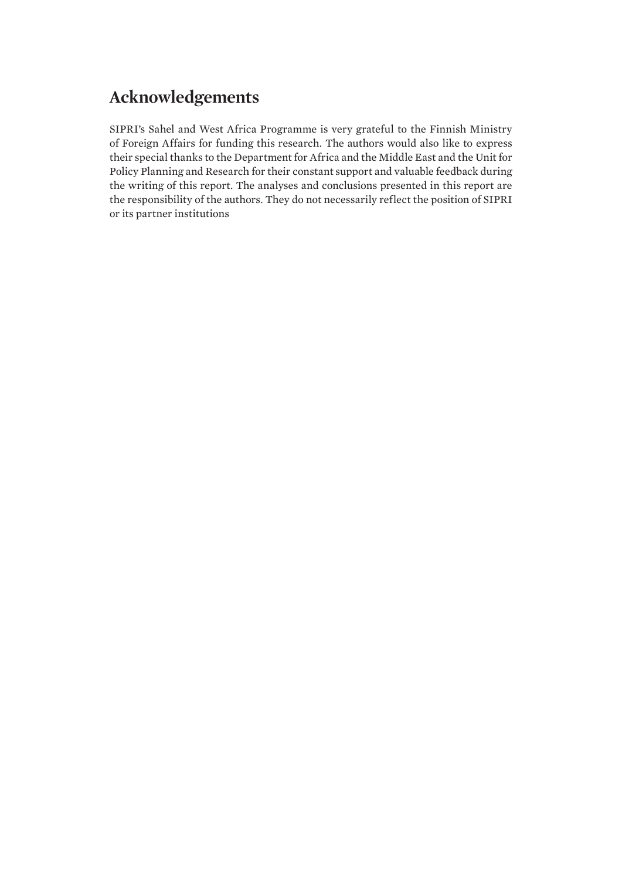# Acknowledgements

SIPRI's Sahel and West Africa Programme is very grateful to the Finnish Ministry of Foreign Affairs for funding this research. The authors would also like to express their special thanks to the Department for Africa and the Middle East and the Unit for Policy Planning and Research for their constant support and valuable feedback during the writing of this report. The analyses and conclusions presented in this report are the responsibility of the authors. They do not necessarily reflect the position of SIPRI or its partner institutions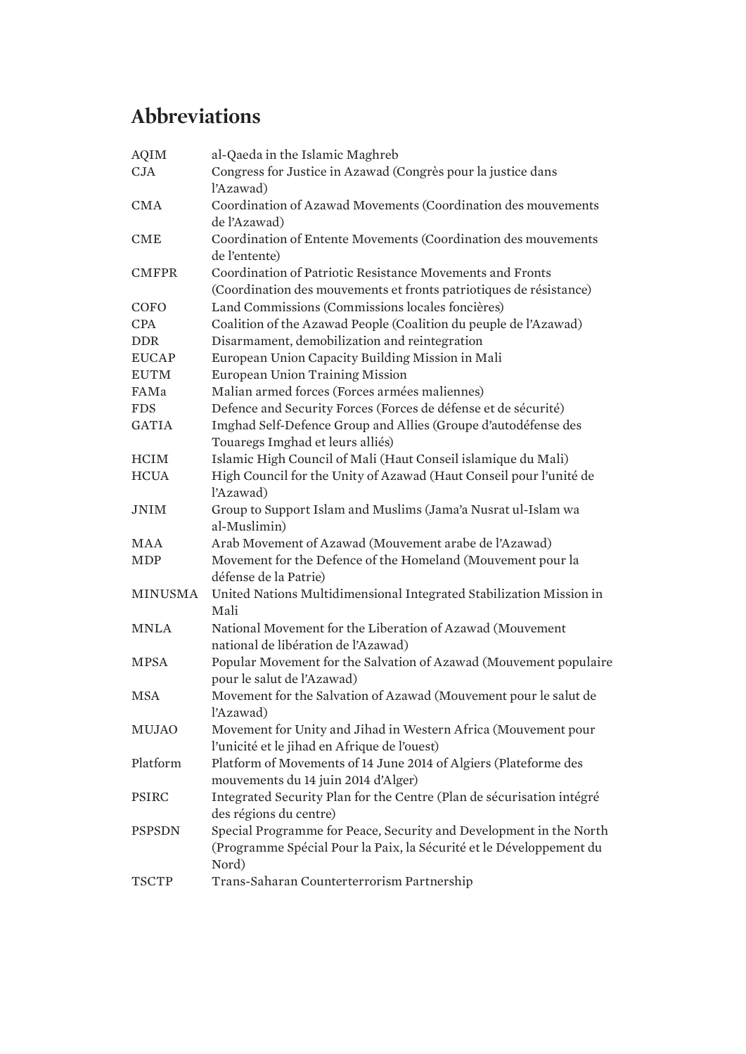# Abbreviations

| | |
|---|---|
| AQIM | al-Qaeda in the Islamic Maghreb |
| CJA | Congress for Justice in Azawad (Congrès pour la justice dans l'Azawad) |
| CMA | Coordination of Azawad Movements (Coordination des mouvements de l'Azawad) |
| CME | Coordination of Entente Movements (Coordination des mouvements de l'entente) |
| CMFPR | Coordination of Patriotic Resistance Movements and Fronts (Coordination des mouvements et fronts patriotiques de résistance) |
| COFO | Land Commissions (Commissions locales foncières) |
| CPA | Coalition of the Azawad People (Coalition du peuple de l'Azawad) |
| DDR | Disarmament, demobilization and reintegration |
| EUCAP | European Union Capacity Building Mission in Mali |
| EUTM | European Union Training Mission |
| FAMa | Malian armed forces (Forces armées maliennes) |
| FDS | Defence and Security Forces (Forces de défense et de sécurité) |
| GATIA | Imghad Self-Defence Group and Allies (Groupe d'autodéfense des Touaregs Imghad et leurs alliés) |
| HCIM | Islamic High Council of Mali (Haut Conseil islamique du Mali) |
| HCUA | High Council for the Unity of Azawad (Haut Conseil pour l'unité de l'Azawad) |
| JNIM | Group to Support Islam and Muslims (Jama'a Nusrat ul-Islam wa al-Muslimin) |
| MAA | Arab Movement of Azawad (Mouvement arabe de l'Azawad) |
| MDP | Movement for the Defence of the Homeland (Mouvement pour la défense de la Patrie) |
| MINUSMA | United Nations Multidimensional Integrated Stabilization Mission in Mali |
| MNLA | National Movement for the Liberation of Azawad (Mouvement national de libération de l'Azawad) |
| MPSA | Popular Movement for the Salvation of Azawad (Mouvement populaire pour le salut de l'Azawad) |
| MSA | Movement for the Salvation of Azawad (Mouvement pour le salut de l'Azawad) |
| MUJAO | Movement for Unity and Jihad in Western Africa (Mouvement pour l'unicité et le jihad en Afrique de l'ouest) |
| Platform | Platform of Movements of 14 June 2014 of Algiers (Plateforme des mouvements du 14 juin 2014 d'Alger) |
| PSIRC | Integrated Security Plan for the Centre (Plan de sécurisation intégré des régions du centre) |
| PSPSDN | Special Programme for Peace, Security and Development in the North (Programme Spécial Pour la Paix, la Sécurité et le Développement du Nord) |
| TSCTP | Trans-Saharan Counterterrorism Partnership |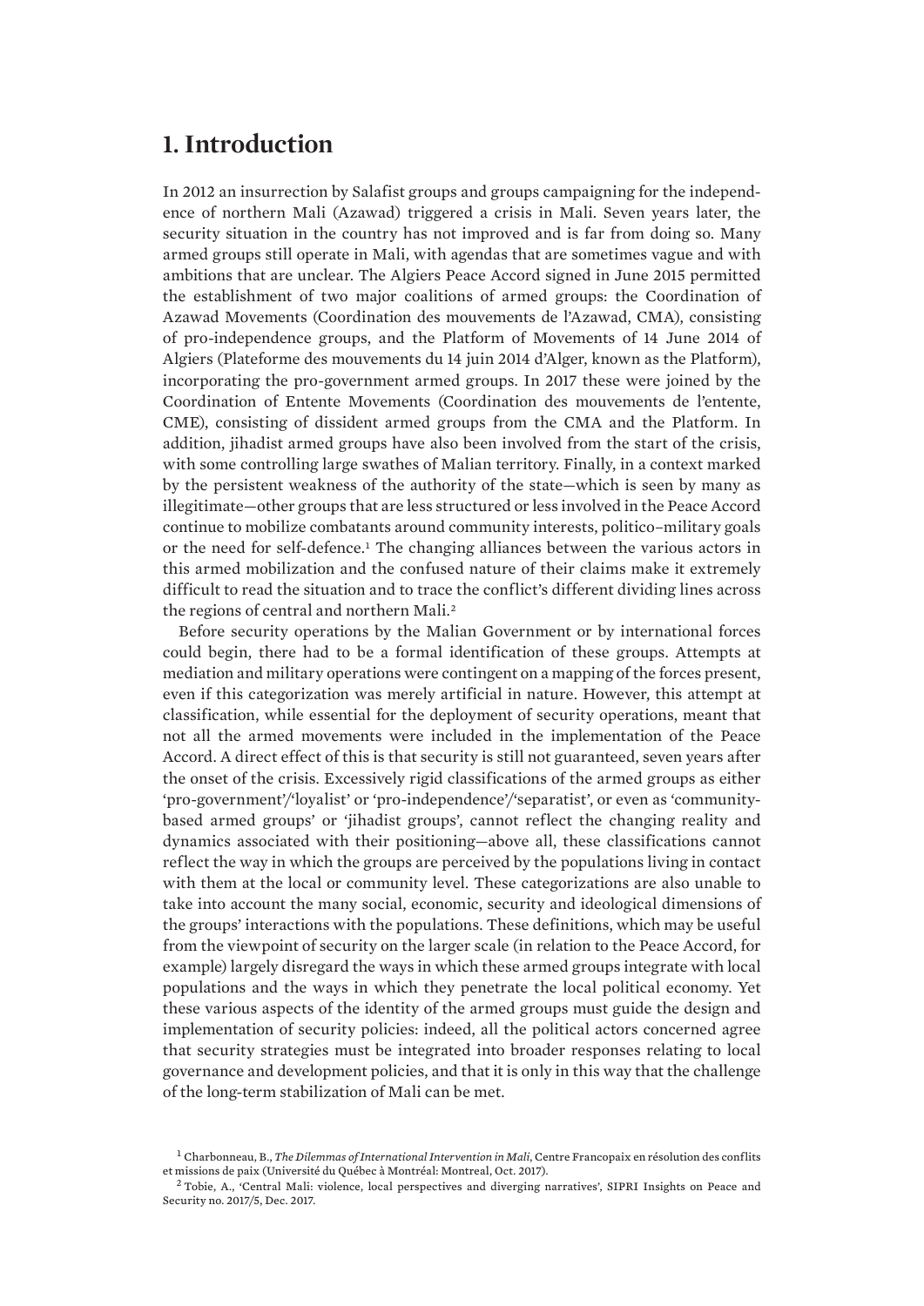# 1. Introduction

In 2012 an insurrection by Salafist groups and groups campaigning for the independence of northern Mali (Azawad) triggered a crisis in Mali. Seven years later, the security situation in the country has not improved and is far from doing so. Many armed groups still operate in Mali, with agendas that are sometimes vague and with ambitions that are unclear. The Algiers Peace Accord signed in June 2015 permitted the establishment of two major coalitions of armed groups: the Coordination of Azawad Movements (Coordination des mouvements de l'Azawad, CMA), consisting of pro-independence groups, and the Platform of Movements of 14 June 2014 of Algiers (Plateforme des mouvements du 14 juin 2014 d'Alger, known as the Platform), incorporating the pro-government armed groups. In 2017 these were joined by the Coordination of Entente Movements (Coordination des mouvements de l'entente, CME), consisting of dissident armed groups from the CMA and the Platform. In addition, jihadist armed groups have also been involved from the start of the crisis, with some controlling large swathes of Malian territory. Finally, in a context marked by the persistent weakness of the authority of the state—which is seen by many as illegitimate—other groups that are less structured or less involved in the Peace Accord continue to mobilize combatants around community interests, politico–military goals or the need for self-defence.[1] The changing alliances between the various actors in this armed mobilization and the confused nature of their claims make it extremely difficult to read the situation and to trace the conflict's different dividing lines across the regions of central and northern Mali.[2]

Before security operations by the Malian Government or by international forces could begin, there had to be a formal identification of these groups. Attempts at mediation and military operations were contingent on a mapping of the forces present, even if this categorization was merely artificial in nature. However, this attempt at classification, while essential for the deployment of security operations, meant that not all the armed movements were included in the implementation of the Peace Accord. A direct effect of this is that security is still not guaranteed, seven years after the onset of the crisis. Excessively rigid classifications of the armed groups as either 'pro-government'/'loyalist' or 'pro-independence'/'separatist', or even as 'community-based armed groups' or 'jihadist groups', cannot reflect the changing reality and dynamics associated with their positioning—above all, these classifications cannot reflect the way in which the groups are perceived by the populations living in contact with them at the local or community level. These categorizations are also unable to take into account the many social, economic, security and ideological dimensions of the groups' interactions with the populations. These definitions, which may be useful from the viewpoint of security on the larger scale (in relation to the Peace Accord, for example) largely disregard the ways in which these armed groups integrate with local populations and the ways in which they penetrate the local political economy. Yet these various aspects of the identity of the armed groups must guide the design and implementation of security policies: indeed, all the political actors concerned agree that security strategies must be integrated into broader responses relating to local governance and development policies, and that it is only in this way that the challenge of the long-term stabilization of Mali can be met.

[1] Charbonneau, B., *The Dilemmas of International Intervention in Mali*, Centre Francopaix en résolution des conflits et missions de paix (Université du Québec à Montréal: Montreal, Oct. 2017).

[2] Tobie, A., 'Central Mali: violence, local perspectives and diverging narratives', SIPRI Insights on Peace and Security no. 2017/5, Dec. 2017.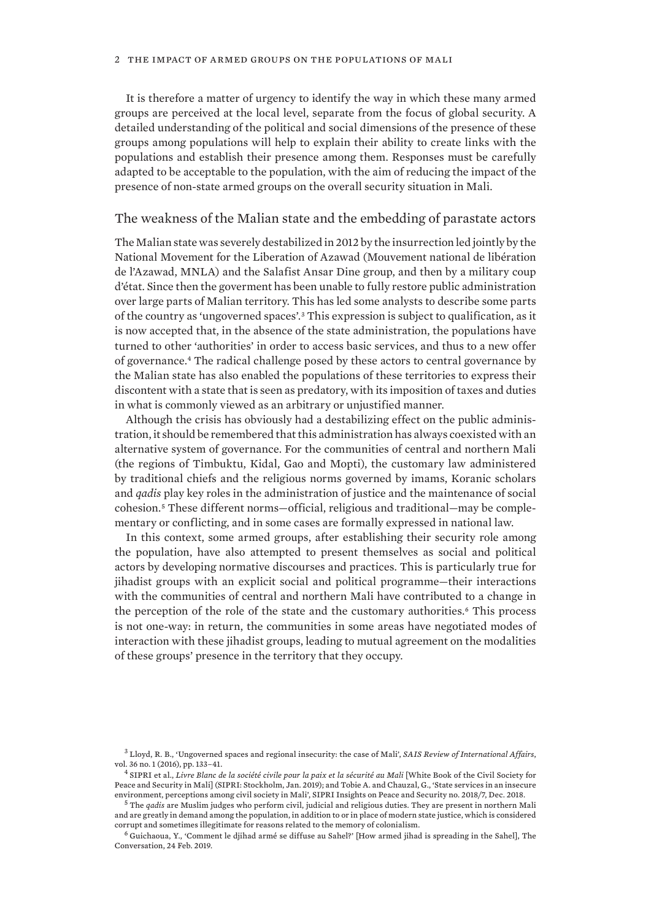It is therefore a matter of urgency to identify the way in which these many armed groups are perceived at the local level, separate from the focus of global security. A detailed understanding of the political and social dimensions of the presence of these groups among populations will help to explain their ability to create links with the populations and establish their presence among them. Responses must be carefully adapted to be acceptable to the population, with the aim of reducing the impact of the presence of non-state armed groups on the overall security situation in Mali.

## The weakness of the Malian state and the embedding of parastate actors

The Malian state was severely destabilized in 2012 by the insurrection led jointly by the National Movement for the Liberation of Azawad (Mouvement national de libération de l'Azawad, MNLA) and the Salafist Ansar Dine group, and then by a military coup d'état. Since then the goverment has been unable to fully restore public administration over large parts of Malian territory. This has led some analysts to describe some parts of the country as 'ungoverned spaces'.[3] This expression is subject to qualification, as it is now accepted that, in the absence of the state administration, the populations have turned to other 'authorities' in order to access basic services, and thus to a new offer of governance.[4] The radical challenge posed by these actors to central governance by the Malian state has also enabled the populations of these territories to express their discontent with a state that is seen as predatory, with its imposition of taxes and duties in what is commonly viewed as an arbitrary or unjustified manner.

Although the crisis has obviously had a destabilizing effect on the public administration, it should be remembered that this administration has always coexisted with an alternative system of governance. For the communities of central and northern Mali (the regions of Timbuktu, Kidal, Gao and Mopti), the customary law administered by traditional chiefs and the religious norms governed by imams, Koranic scholars and *qadis* play key roles in the administration of justice and the maintenance of social cohesion.[5] These different norms—official, religious and traditional—may be complementary or conflicting, and in some cases are formally expressed in national law.

In this context, some armed groups, after establishing their security role among the population, have also attempted to present themselves as social and political actors by developing normative discourses and practices. This is particularly true for jihadist groups with an explicit social and political programme—their interactions with the communities of central and northern Mali have contributed to a change in the perception of the role of the state and the customary authorities.[6] This process is not one-way: in return, the communities in some areas have negotiated modes of interaction with these jihadist groups, leading to mutual agreement on the modalities of these groups' presence in the territory that they occupy.

[3] Lloyd, R. B., 'Ungoverned spaces and regional insecurity: the case of Mali', *SAIS Review of International Affairs*, vol. 36 no. 1 (2016), pp. 133–41.

[4] SIPRI et al., *Livre Blanc de la société civile pour la paix et la sécurité au Mali* [White Book of the Civil Society for Peace and Security in Mali] (SIPRI: Stockholm, Jan. 2019); and Tobie A. and Chauzal, G., 'State services in an insecure environment, perceptions among civil society in Mali', SIPRI Insights on Peace and Security no. 2018/7, Dec. 2018.

[5] The *qadis* are Muslim judges who perform civil, judicial and religious duties. They are present in northern Mali and are greatly in demand among the population, in addition to or in place of modern state justice, which is considered corrupt and sometimes illegitimate for reasons related to the memory of colonialism.

[6] Guichaoua, Y., 'Comment le djihad armé se diffuse au Sahel?' [How armed jihad is spreading in the Sahel], The Conversation, 24 Feb. 2019.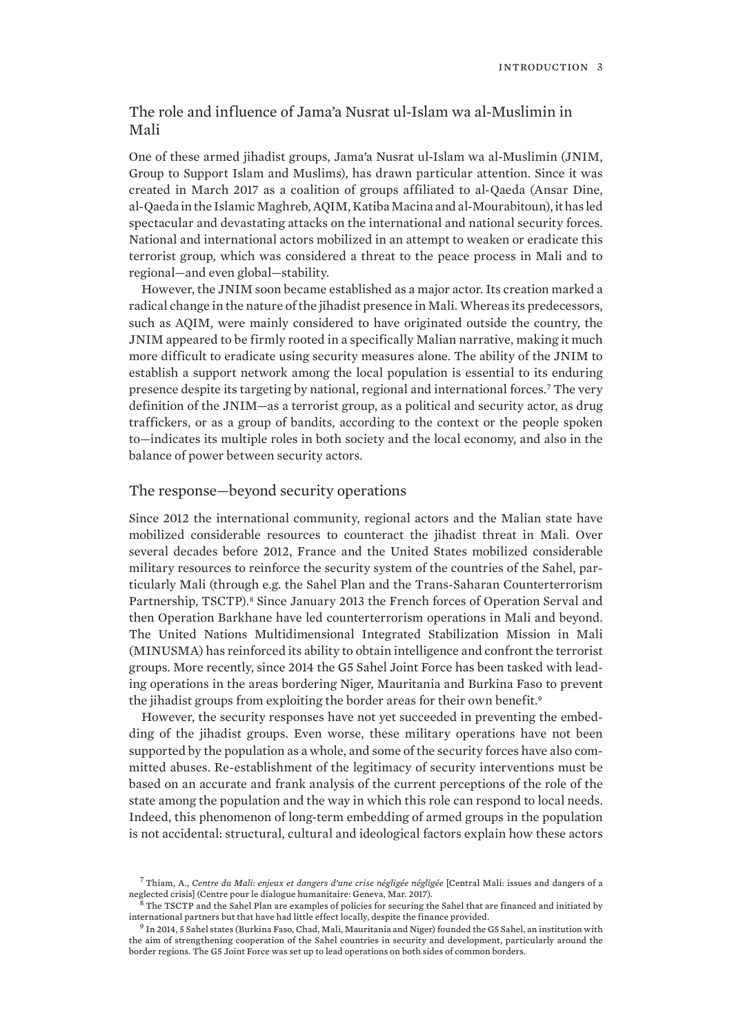## The role and influence of Jama'a Nusrat ul-Islam wa al-Muslimin in Mali

One of these armed jihadist groups, Jama'a Nusrat ul-Islam wa al-Muslimin (JNIM, Group to Support Islam and Muslims), has drawn particular attention. Since it was created in March 2017 as a coalition of groups affiliated to al-Qaeda (Ansar Dine, al-Qaeda in the Islamic Maghreb, AQIM, Katiba Macina and al-Mourabitoun), it has led spectacular and devastating attacks on the international and national security forces. National and international actors mobilized in an attempt to weaken or eradicate this terrorist group, which was considered a threat to the peace process in Mali and to regional—and even global—stability.

However, the JNIM soon became established as a major actor. Its creation marked a radical change in the nature of the jihadist presence in Mali. Whereas its predecessors, such as AQIM, were mainly considered to have originated outside the country, the JNIM appeared to be firmly rooted in a specifically Malian narrative, making it much more difficult to eradicate using security measures alone. The ability of the JNIM to establish a support network among the local population is essential to its enduring presence despite its targeting by national, regional and international forces.[7] The very definition of the JNIM—as a terrorist group, as a political and security actor, as drug traffickers, or as a group of bandits, according to the context or the people spoken to—indicates its multiple roles in both society and the local economy, and also in the balance of power between security actors.

## The response—beyond security operations

Since 2012 the international community, regional actors and the Malian state have mobilized considerable resources to counteract the jihadist threat in Mali. Over several decades before 2012, France and the United States mobilized considerable military resources to reinforce the security system of the countries of the Sahel, particularly Mali (through e.g. the Sahel Plan and the Trans-Saharan Counterterrorism Partnership, TSCTP).[8] Since January 2013 the French forces of Operation Serval and then Operation Barkhane have led counterterrorism operations in Mali and beyond. The United Nations Multidimensional Integrated Stabilization Mission in Mali (MINUSMA) has reinforced its ability to obtain intelligence and confront the terrorist groups. More recently, since 2014 the G5 Sahel Joint Force has been tasked with leading operations in the areas bordering Niger, Mauritania and Burkina Faso to prevent the jihadist groups from exploiting the border areas for their own benefit.[9]

However, the security responses have not yet succeeded in preventing the embedding of the jihadist groups. Even worse, these military operations have not been supported by the population as a whole, and some of the security forces have also committed abuses. Re-establishment of the legitimacy of security interventions must be based on an accurate and frank analysis of the current perceptions of the role of the state among the population and the way in which this role can respond to local needs. Indeed, this phenomenon of long-term embedding of armed groups in the population is not accidental: structural, cultural and ideological factors explain how these actors

[7] Thiam, A., *Centre du Mali: enjeux et dangers d'une crise négligée négligée* [Central Mali: issues and dangers of a neglected crisis] (Centre pour le dialogue humanitaire: Geneva, Mar. 2017).

[8] The TSCTP and the Sahel Plan are examples of policies for securing the Sahel that are financed and initiated by international partners but that have had little effect locally, despite the finance provided.

[9] In 2014, 5 Sahel states (Burkina Faso, Chad, Mali, Mauritania and Niger) founded the G5 Sahel, an institution with the aim of strengthening cooperation of the Sahel countries in security and development, particularly around the border regions. The G5 Joint Force was set up to lead operations on both sides of common borders.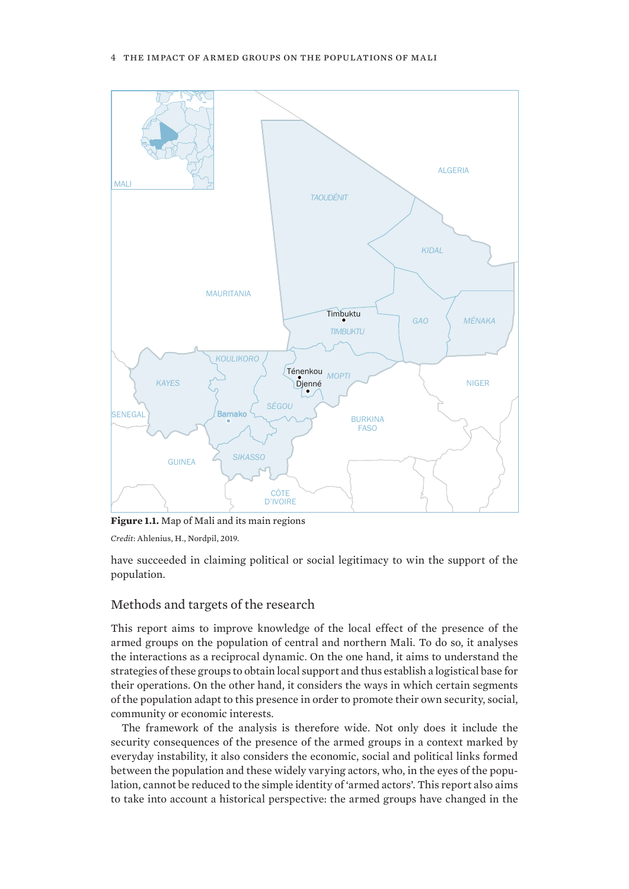**Figure 1.1.** Map of Mali and its main regions

*Credit*: Ahlenius, H., Nordpil, 2019.

have succeeded in claiming political or social legitimacy to win the support of the population.

## Methods and targets of the research

This report aims to improve knowledge of the local effect of the presence of the armed groups on the population of central and northern Mali. To do so, it analyses the interactions as a reciprocal dynamic. On the one hand, it aims to understand the strategies of these groups to obtain local support and thus establish a logistical base for their operations. On the other hand, it considers the ways in which certain segments of the population adapt to this presence in order to promote their own security, social, community or economic interests.

The framework of the analysis is therefore wide. Not only does it include the security consequences of the presence of the armed groups in a context marked by everyday instability, it also considers the economic, social and political links formed between the population and these widely varying actors, who, in the eyes of the population, cannot be reduced to the simple identity of 'armed actors'. This report also aims to take into account a historical perspective: the armed groups have changed in the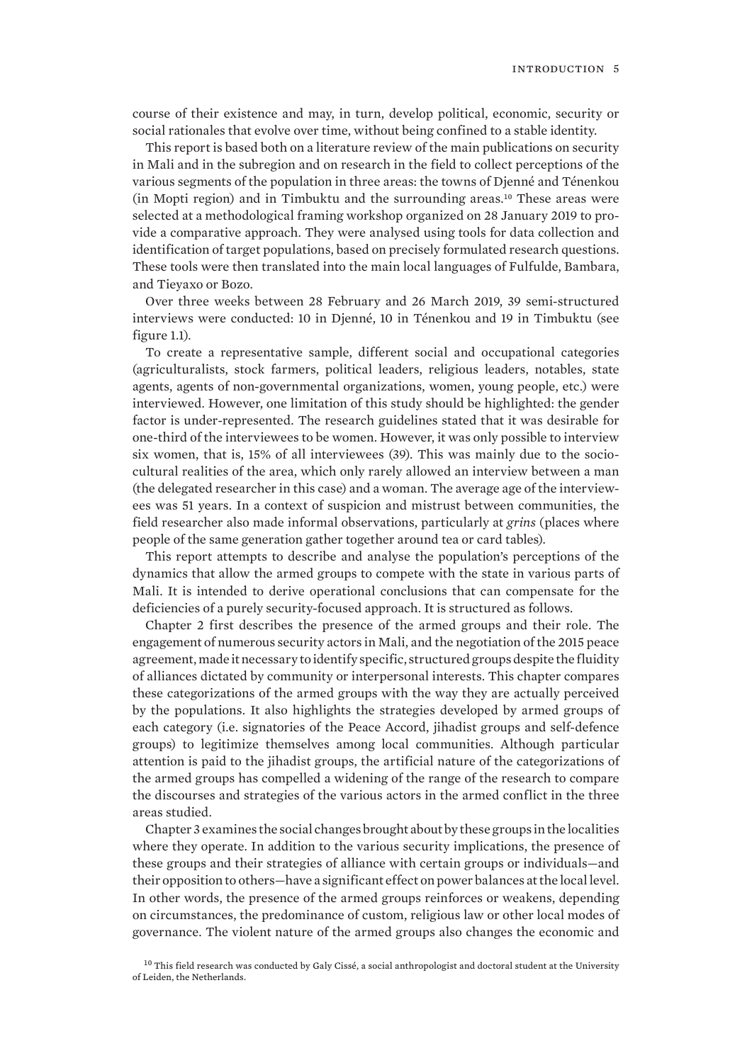course of their existence and may, in turn, develop political, economic, security or social rationales that evolve over time, without being confined to a stable identity.

This report is based both on a literature review of the main publications on security in Mali and in the subregion and on research in the field to collect perceptions of the various segments of the population in three areas: the towns of Djenné and Ténenkou (in Mopti region) and in Timbuktu and the surrounding areas.[10] These areas were selected at a methodological framing workshop organized on 28 January 2019 to provide a comparative approach. They were analysed using tools for data collection and identification of target populations, based on precisely formulated research questions. These tools were then translated into the main local languages of Fulfulde, Bambara, and Tieyaxo or Bozo.

Over three weeks between 28 February and 26 March 2019, 39 semi-structured interviews were conducted: 10 in Djenné, 10 in Ténenkou and 19 in Timbuktu (see figure 1.1).

To create a representative sample, different social and occupational categories (agriculturalists, stock farmers, political leaders, religious leaders, notables, state agents, agents of non-governmental organizations, women, young people, etc.) were interviewed. However, one limitation of this study should be highlighted: the gender factor is under-represented. The research guidelines stated that it was desirable for one-third of the interviewees to be women. However, it was only possible to interview six women, that is, 15% of all interviewees (39). This was mainly due to the sociocultural realities of the area, which only rarely allowed an interview between a man (the delegated researcher in this case) and a woman. The average age of the interviewees was 51 years. In a context of suspicion and mistrust between communities, the field researcher also made informal observations, particularly at *grins* (places where people of the same generation gather together around tea or card tables).

This report attempts to describe and analyse the population's perceptions of the dynamics that allow the armed groups to compete with the state in various parts of Mali. It is intended to derive operational conclusions that can compensate for the deficiencies of a purely security-focused approach. It is structured as follows.

Chapter 2 first describes the presence of the armed groups and their role. The engagement of numerous security actors in Mali, and the negotiation of the 2015 peace agreement, made it necessary to identify specific, structured groups despite the fluidity of alliances dictated by community or interpersonal interests. This chapter compares these categorizations of the armed groups with the way they are actually perceived by the populations. It also highlights the strategies developed by armed groups of each category (i.e. signatories of the Peace Accord, jihadist groups and self-defence groups) to legitimize themselves among local communities. Although particular attention is paid to the jihadist groups, the artificial nature of the categorizations of the armed groups has compelled a widening of the range of the research to compare the discourses and strategies of the various actors in the armed conflict in the three areas studied.

Chapter 3 examines the social changes brought about by these groups in the localities where they operate. In addition to the various security implications, the presence of these groups and their strategies of alliance with certain groups or individuals—and their opposition to others—have a significant effect on power balances at the local level. In other words, the presence of the armed groups reinforces or weakens, depending on circumstances, the predominance of custom, religious law or other local modes of governance. The violent nature of the armed groups also changes the economic and

[10] This field research was conducted by Galy Cissé, a social anthropologist and doctoral student at the University of Leiden, the Netherlands.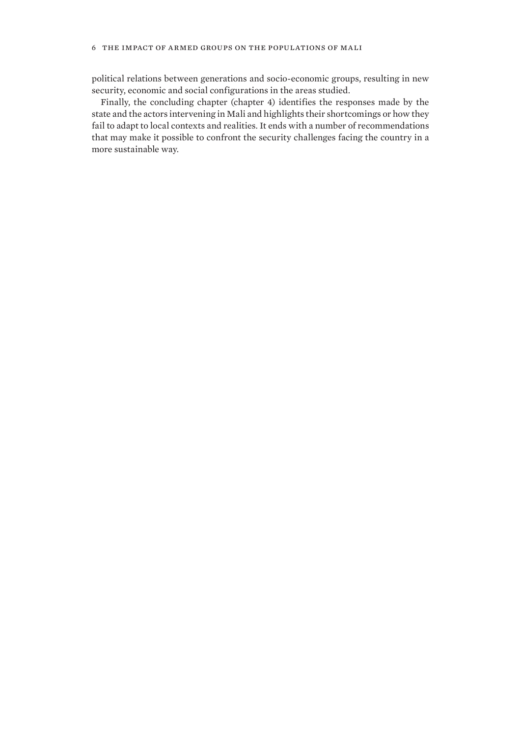political relations between generations and socio-economic groups, resulting in new security, economic and social configurations in the areas studied.

Finally, the concluding chapter (chapter 4) identifies the responses made by the state and the actors intervening in Mali and highlights their shortcomings or how they fail to adapt to local contexts and realities. It ends with a number of recommendations that may make it possible to confront the security challenges facing the country in a more sustainable way.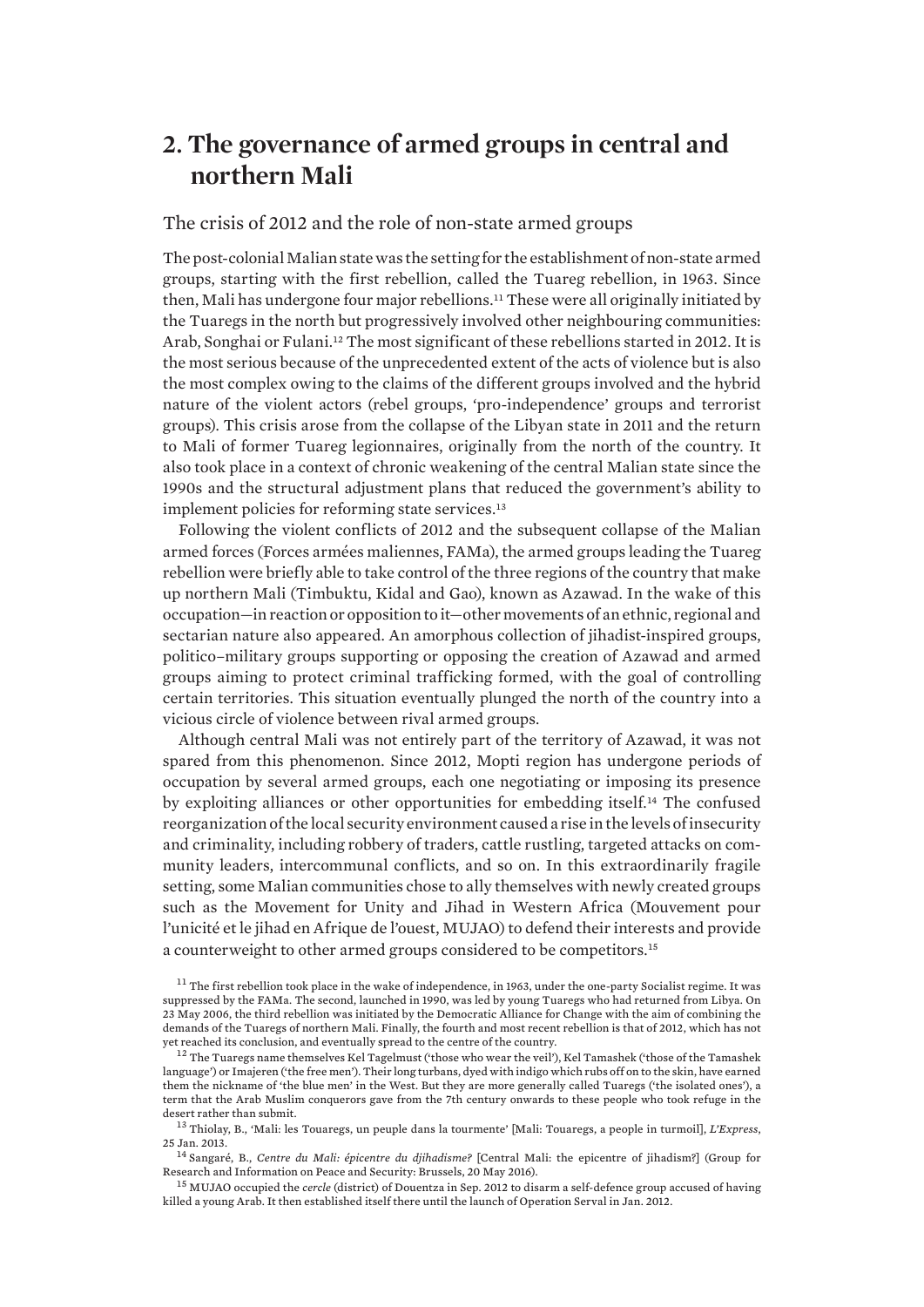## 2. The governance of armed groups in central and northern Mali

### The crisis of 2012 and the role of non-state armed groups

The post-colonial Malian state was the setting for the establishment of non-state armed groups, starting with the first rebellion, called the Tuareg rebellion, in 1963. Since then, Mali has undergone four major rebellions.[11] These were all originally initiated by the Tuaregs in the north but progressively involved other neighbouring communities: Arab, Songhai or Fulani.[12] The most significant of these rebellions started in 2012. It is the most serious because of the unprecedented extent of the acts of violence but is also the most complex owing to the claims of the different groups involved and the hybrid nature of the violent actors (rebel groups, 'pro-independence' groups and terrorist groups). This crisis arose from the collapse of the Libyan state in 2011 and the return to Mali of former Tuareg legionnaires, originally from the north of the country. It also took place in a context of chronic weakening of the central Malian state since the 1990s and the structural adjustment plans that reduced the government's ability to implement policies for reforming state services.[13]

Following the violent conflicts of 2012 and the subsequent collapse of the Malian armed forces (Forces armées maliennes, FAMa), the armed groups leading the Tuareg rebellion were briefly able to take control of the three regions of the country that make up northern Mali (Timbuktu, Kidal and Gao), known as Azawad. In the wake of this occupation—in reaction or opposition to it—other movements of an ethnic, regional and sectarian nature also appeared. An amorphous collection of jihadist-inspired groups, politico–military groups supporting or opposing the creation of Azawad and armed groups aiming to protect criminal trafficking formed, with the goal of controlling certain territories. This situation eventually plunged the north of the country into a vicious circle of violence between rival armed groups.

Although central Mali was not entirely part of the territory of Azawad, it was not spared from this phenomenon. Since 2012, Mopti region has undergone periods of occupation by several armed groups, each one negotiating or imposing its presence by exploiting alliances or other opportunities for embedding itself.[14] The confused reorganization of the local security environment caused a rise in the levels of insecurity and criminality, including robbery of traders, cattle rustling, targeted attacks on community leaders, intercommunal conflicts, and so on. In this extraordinarily fragile setting, some Malian communities chose to ally themselves with newly created groups such as the Movement for Unity and Jihad in Western Africa (Mouvement pour l'unicité et le jihad en Afrique de l'ouest, MUJAO) to defend their interests and provide a counterweight to other armed groups considered to be competitors.[15]

[11] The first rebellion took place in the wake of independence, in 1963, under the one-party Socialist regime. It was suppressed by the FAMa. The second, launched in 1990, was led by young Tuaregs who had returned from Libya. On 23 May 2006, the third rebellion was initiated by the Democratic Alliance for Change with the aim of combining the demands of the Tuaregs of northern Mali. Finally, the fourth and most recent rebellion is that of 2012, which has not yet reached its conclusion, and eventually spread to the centre of the country.

[12] The Tuaregs name themselves Kel Tagelmust ('those who wear the veil'), Kel Tamashek ('those of the Tamashek language') or Imajeren ('the free men'). Their long turbans, dyed with indigo which rubs off on to the skin, have earned them the nickname of 'the blue men' in the West. But they are more generally called Tuaregs ('the isolated ones'), a term that the Arab Muslim conquerors gave from the 7th century onwards to these people who took refuge in the desert rather than submit.

[13] Thiolay, B., 'Mali: les Touaregs, un peuple dans la tourmente' [Mali: Touaregs, a people in turmoil], *L'Express*, 25 Jan. 2013.

[14] Sangaré, B., *Centre du Mali: épicentre du djihadisme?* [Central Mali: the epicentre of jihadism?] (Group for Research and Information on Peace and Security: Brussels, 20 May 2016).

[15] MUJAO occupied the *cercle* (district) of Douentza in Sep. 2012 to disarm a self-defence group accused of having killed a young Arab. It then established itself there until the launch of Operation Serval in Jan. 2012.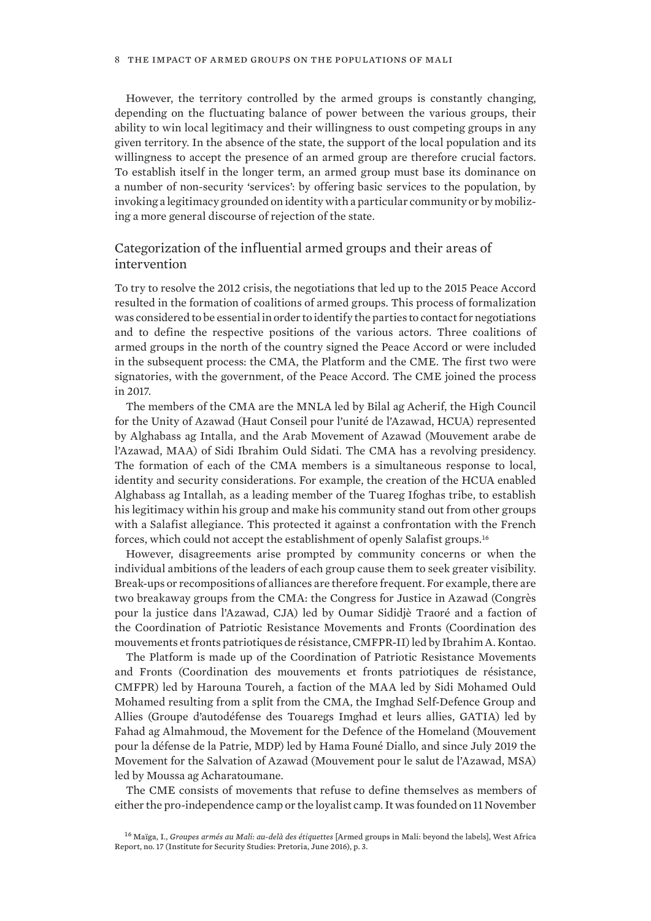However, the territory controlled by the armed groups is constantly changing, depending on the fluctuating balance of power between the various groups, their ability to win local legitimacy and their willingness to oust competing groups in any given territory. In the absence of the state, the support of the local population and its willingness to accept the presence of an armed group are therefore crucial factors. To establish itself in the longer term, an armed group must base its dominance on a number of non-security 'services': by offering basic services to the population, by invoking a legitimacy grounded on identity with a particular community or by mobilizing a more general discourse of rejection of the state.

## Categorization of the influential armed groups and their areas of intervention

To try to resolve the 2012 crisis, the negotiations that led up to the 2015 Peace Accord resulted in the formation of coalitions of armed groups. This process of formalization was considered to be essential in order to identify the parties to contact for negotiations and to define the respective positions of the various actors. Three coalitions of armed groups in the north of the country signed the Peace Accord or were included in the subsequent process: the CMA, the Platform and the CME. The first two were signatories, with the government, of the Peace Accord. The CME joined the process in 2017.

The members of the CMA are the MNLA led by Bilal ag Acherif, the High Council for the Unity of Azawad (Haut Conseil pour l'unité de l'Azawad, HCUA) represented by Alghabass ag Intalla, and the Arab Movement of Azawad (Mouvement arabe de l'Azawad, MAA) of Sidi Ibrahim Ould Sidati. The CMA has a revolving presidency. The formation of each of the CMA members is a simultaneous response to local, identity and security considerations. For example, the creation of the HCUA enabled Alghabass ag Intallah, as a leading member of the Tuareg Ifoghas tribe, to establish his legitimacy within his group and make his community stand out from other groups with a Salafist allegiance. This protected it against a confrontation with the French forces, which could not accept the establishment of openly Salafist groups.[16]

However, disagreements arise prompted by community concerns or when the individual ambitions of the leaders of each group cause them to seek greater visibility. Break-ups or recompositions of alliances are therefore frequent. For example, there are two breakaway groups from the CMA: the Congress for Justice in Azawad (Congrès pour la justice dans l'Azawad, CJA) led by Oumar Sididjè Traoré and a faction of the Coordination of Patriotic Resistance Movements and Fronts (Coordination des mouvements et fronts patriotiques de résistance, CMFPR-II) led by Ibrahim A. Kontao.

The Platform is made up of the Coordination of Patriotic Resistance Movements and Fronts (Coordination des mouvements et fronts patriotiques de résistance, CMFPR) led by Harouna Toureh, a faction of the MAA led by Sidi Mohamed Ould Mohamed resulting from a split from the CMA, the Imghad Self-Defence Group and Allies (Groupe d'autodéfense des Touaregs Imghad et leurs allies, GATIA) led by Fahad ag Almahmoud, the Movement for the Defence of the Homeland (Mouvement pour la défense de la Patrie, MDP) led by Hama Founé Diallo, and since July 2019 the Movement for the Salvation of Azawad (Mouvement pour le salut de l'Azawad, MSA) led by Moussa ag Acharatoumane.

The CME consists of movements that refuse to define themselves as members of either the pro-independence camp or the loyalist camp. It was founded on 11 November

[16] Maïga, I., *Groupes armés au Mali: au-delà des étiquettes* [Armed groups in Mali: beyond the labels], West Africa Report, no. 17 (Institute for Security Studies: Pretoria, June 2016), p. 3.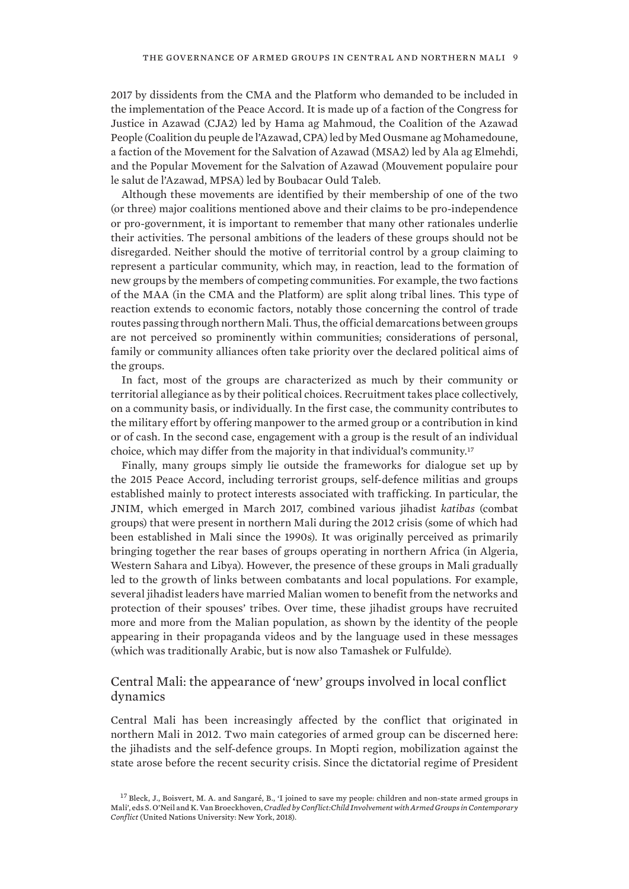2017 by dissidents from the CMA and the Platform who demanded to be included in the implementation of the Peace Accord. It is made up of a faction of the Congress for Justice in Azawad (CJA2) led by Hama ag Mahmoud, the Coalition of the Azawad People (Coalition du peuple de l'Azawad, CPA) led by Med Ousmane ag Mohamedoune, a faction of the Movement for the Salvation of Azawad (MSA2) led by Ala ag Elmehdi, and the Popular Movement for the Salvation of Azawad (Mouvement populaire pour le salut de l'Azawad, MPSA) led by Boubacar Ould Taleb.

Although these movements are identified by their membership of one of the two (or three) major coalitions mentioned above and their claims to be pro-independence or pro-government, it is important to remember that many other rationales underlie their activities. The personal ambitions of the leaders of these groups should not be disregarded. Neither should the motive of territorial control by a group claiming to represent a particular community, which may, in reaction, lead to the formation of new groups by the members of competing communities. For example, the two factions of the MAA (in the CMA and the Platform) are split along tribal lines. This type of reaction extends to economic factors, notably those concerning the control of trade routes passing through northern Mali. Thus, the official demarcations between groups are not perceived so prominently within communities; considerations of personal, family or community alliances often take priority over the declared political aims of the groups.

In fact, most of the groups are characterized as much by their community or territorial allegiance as by their political choices. Recruitment takes place collectively, on a community basis, or individually. In the first case, the community contributes to the military effort by offering manpower to the armed group or a contribution in kind or of cash. In the second case, engagement with a group is the result of an individual choice, which may differ from the majority in that individual's community.[17]

Finally, many groups simply lie outside the frameworks for dialogue set up by the 2015 Peace Accord, including terrorist groups, self-defence militias and groups established mainly to protect interests associated with trafficking. In particular, the JNIM, which emerged in March 2017, combined various jihadist *katibas* (combat groups) that were present in northern Mali during the 2012 crisis (some of which had been established in Mali since the 1990s). It was originally perceived as primarily bringing together the rear bases of groups operating in northern Africa (in Algeria, Western Sahara and Libya). However, the presence of these groups in Mali gradually led to the growth of links between combatants and local populations. For example, several jihadist leaders have married Malian women to benefit from the networks and protection of their spouses' tribes. Over time, these jihadist groups have recruited more and more from the Malian population, as shown by the identity of the people appearing in their propaganda videos and by the language used in these messages (which was traditionally Arabic, but is now also Tamashek or Fulfulde).

## Central Mali: the appearance of 'new' groups involved in local conflict dynamics

Central Mali has been increasingly affected by the conflict that originated in northern Mali in 2012. Two main categories of armed group can be discerned here: the jihadists and the self-defence groups. In Mopti region, mobilization against the state arose before the recent security crisis. Since the dictatorial regime of President

[17] Bleck, J., Boisvert, M. A. and Sangaré, B., 'I joined to save my people: children and non-state armed groups in Mali', eds S. O'Neil and K. Van Broeckhoven, *Cradled by Conflict: Child Involvement with Armed Groups in Contemporary Conflict* (United Nations University: New York, 2018).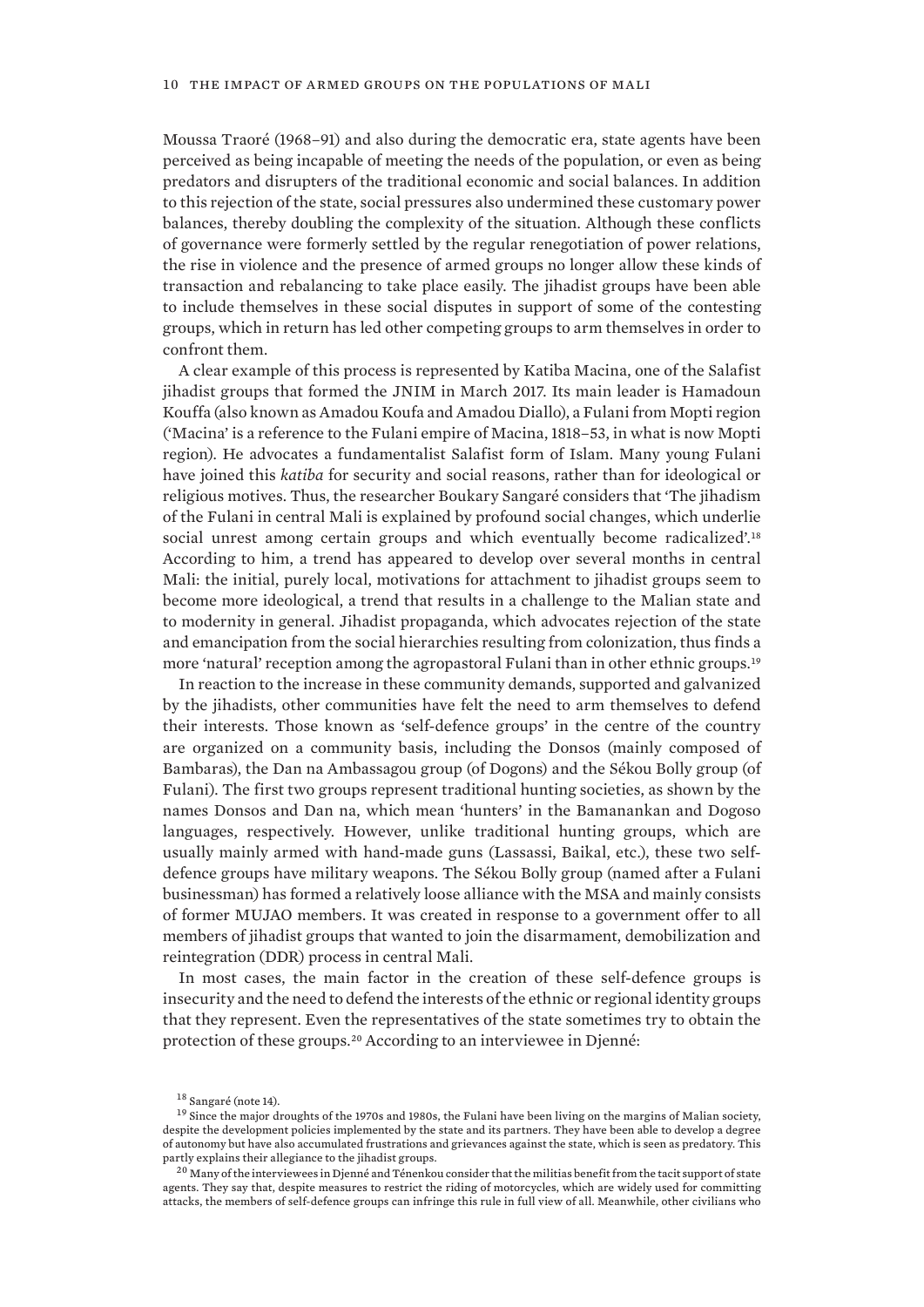Moussa Traoré (1968–91) and also during the democratic era, state agents have been perceived as being incapable of meeting the needs of the population, or even as being predators and disrupters of the traditional economic and social balances. In addition to this rejection of the state, social pressures also undermined these customary power balances, thereby doubling the complexity of the situation. Although these conflicts of governance were formerly settled by the regular renegotiation of power relations, the rise in violence and the presence of armed groups no longer allow these kinds of transaction and rebalancing to take place easily. The jihadist groups have been able to include themselves in these social disputes in support of some of the contesting groups, which in return has led other competing groups to arm themselves in order to confront them.

A clear example of this process is represented by Katiba Macina, one of the Salafist jihadist groups that formed the JNIM in March 2017. Its main leader is Hamadoun Kouffa (also known as Amadou Koufa and Amadou Diallo), a Fulani from Mopti region ('Macina' is a reference to the Fulani empire of Macina, 1818–53, in what is now Mopti region). He advocates a fundamentalist Salafist form of Islam. Many young Fulani have joined this *katiba* for security and social reasons, rather than for ideological or religious motives. Thus, the researcher Boukary Sangaré considers that 'The jihadism of the Fulani in central Mali is explained by profound social changes, which underlie social unrest among certain groups and which eventually become radicalized'.[18] According to him, a trend has appeared to develop over several months in central Mali: the initial, purely local, motivations for attachment to jihadist groups seem to become more ideological, a trend that results in a challenge to the Malian state and to modernity in general. Jihadist propaganda, which advocates rejection of the state and emancipation from the social hierarchies resulting from colonization, thus finds a more 'natural' reception among the agropastoral Fulani than in other ethnic groups.[19]

In reaction to the increase in these community demands, supported and galvanized by the jihadists, other communities have felt the need to arm themselves to defend their interests. Those known as 'self-defence groups' in the centre of the country are organized on a community basis, including the Donsos (mainly composed of Bambaras), the Dan na Ambassagou group (of Dogons) and the Sékou Bolly group (of Fulani). The first two groups represent traditional hunting societies, as shown by the names Donsos and Dan na, which mean 'hunters' in the Bamanankan and Dogoso languages, respectively. However, unlike traditional hunting groups, which are usually mainly armed with hand-made guns (Lassassi, Baikal, etc.), these two self-defence groups have military weapons. The Sékou Bolly group (named after a Fulani businessman) has formed a relatively loose alliance with the MSA and mainly consists of former MUJAO members. It was created in response to a government offer to all members of jihadist groups that wanted to join the disarmament, demobilization and reintegration (DDR) process in central Mali.

In most cases, the main factor in the creation of these self-defence groups is insecurity and the need to defend the interests of the ethnic or regional identity groups that they represent. Even the representatives of the state sometimes try to obtain the protection of these groups.[20] According to an interviewee in Djenné:

[18] Sangaré (note 14).

[19] Since the major droughts of the 1970s and 1980s, the Fulani have been living on the margins of Malian society, despite the development policies implemented by the state and its partners. They have been able to develop a degree of autonomy but have also accumulated frustrations and grievances against the state, which is seen as predatory. This partly explains their allegiance to the jihadist groups.

[20] Many of the interviewees in Djenné and Ténenkou consider that the militias benefit from the tacit support of state agents. They say that, despite measures to restrict the riding of motorcycles, which are widely used for committing attacks, the members of self-defence groups can infringe this rule in full view of all. Meanwhile, other civilians who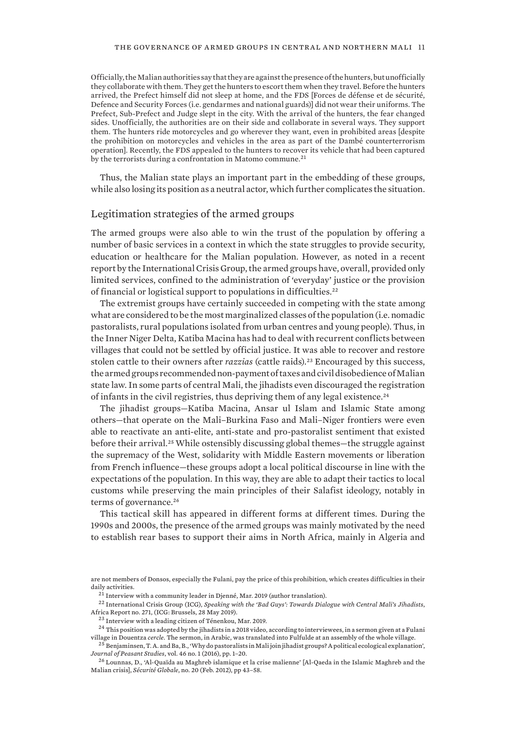Officially, the Malian authorities say that they are against the presence of the hunters, but unofficially they collaborate with them. They get the hunters to escort them when they travel. Before the hunters arrived, the Prefect himself did not sleep at home, and the FDS [Forces de défense et de sécurité, Defence and Security Forces (i.e. gendarmes and national guards)] did not wear their uniforms. The Prefect, Sub-Prefect and Judge slept in the city. With the arrival of the hunters, the fear changed sides. Unofficially, the authorities are on their side and collaborate in several ways. They support them. The hunters ride motorcycles and go wherever they want, even in prohibited areas [despite the prohibition on motorcycles and vehicles in the area as part of the Dambé counterterrorism operation]. Recently, the FDS appealed to the hunters to recover its vehicle that had been captured by the terrorists during a confrontation in Matomo commune.[21]

Thus, the Malian state plays an important part in the embedding of these groups, while also losing its position as a neutral actor, which further complicates the situation.

## Legitimation strategies of the armed groups

The armed groups were also able to win the trust of the population by offering a number of basic services in a context in which the state struggles to provide security, education or healthcare for the Malian population. However, as noted in a recent report by the International Crisis Group, the armed groups have, overall, provided only limited services, confined to the administration of 'everyday' justice or the provision of financial or logistical support to populations in difficulties.[22]

The extremist groups have certainly succeeded in competing with the state among what are considered to be the most marginalized classes of the population (i.e. nomadic pastoralists, rural populations isolated from urban centres and young people). Thus, in the Inner Niger Delta, Katiba Macina has had to deal with recurrent conflicts between villages that could not be settled by official justice. It was able to recover and restore stolen cattle to their owners after *razzias* (cattle raids).[23] Encouraged by this success, the armed groups recommended non-payment of taxes and civil disobedience of Malian state law. In some parts of central Mali, the jihadists even discouraged the registration of infants in the civil registries, thus depriving them of any legal existence.[24]

The jihadist groups—Katiba Macina, Ansar ul Islam and Islamic State among others—that operate on the Mali–Burkina Faso and Mali–Niger frontiers were even able to reactivate an anti-elite, anti-state and pro-pastoralist sentiment that existed before their arrival.[25] While ostensibly discussing global themes—the struggle against the supremacy of the West, solidarity with Middle Eastern movements or liberation from French influence—these groups adopt a local political discourse in line with the expectations of the population. In this way, they are able to adapt their tactics to local customs while preserving the main principles of their Salafist ideology, notably in terms of governance.[26]

This tactical skill has appeared in different forms at different times. During the 1990s and 2000s, the presence of the armed groups was mainly motivated by the need to establish rear bases to support their aims in North Africa, mainly in Algeria and

are not members of Donsos, especially the Fulani, pay the price of this prohibition, which creates difficulties in their daily activities.

[21] Interview with a community leader in Djenné, Mar. 2019 (author translation).

[22] International Crisis Group (ICG), *Speaking with the 'Bad Guys': Towards Dialogue with Central Mali's Jihadists*, Africa Report no. 271, (ICG: Brussels, 28 May 2019).

[23] Interview with a leading citizen of Ténenkou, Mar. 2019.

[24] This position was adopted by the jihadists in a 2018 video, according to interviewees, in a sermon given at a Fulani village in Douentza *cercle*. The sermon, in Arabic, was translated into Fulfulde at an assembly of the whole village.

[25] Benjaminsen, T. A. and Ba, B., 'Why do pastoralists in Mali join jihadist groups? A political ecological explanation', *Journal of Peasant Studies*, vol. 46 no. 1 (2016), pp. 1–20.

[26] Lounnas, D., 'Al-Quaïda au Maghreb islamique et la crise malienne' [Al-Qaeda in the Islamic Maghreb and the Malian crisis], *Sécurité Globale*, no. 20 (Feb. 2012), pp 43–58.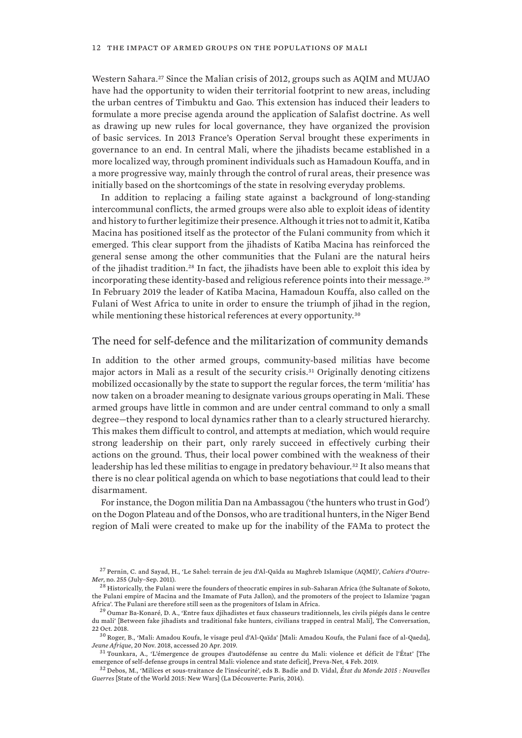Western Sahara.[27] Since the Malian crisis of 2012, groups such as AQIM and MUJAO have had the opportunity to widen their territorial footprint to new areas, including the urban centres of Timbuktu and Gao. This extension has induced their leaders to formulate a more precise agenda around the application of Salafist doctrine. As well as drawing up new rules for local governance, they have organized the provision of basic services. In 2013 France's Operation Serval brought these experiments in governance to an end. In central Mali, where the jihadists became established in a more localized way, through prominent individuals such as Hamadoun Kouffa, and in a more progressive way, mainly through the control of rural areas, their presence was initially based on the shortcomings of the state in resolving everyday problems.

In addition to replacing a failing state against a background of long-standing intercommunal conflicts, the armed groups were also able to exploit ideas of identity and history to further legitimize their presence. Although it tries not to admit it, Katiba Macina has positioned itself as the protector of the Fulani community from which it emerged. This clear support from the jihadists of Katiba Macina has reinforced the general sense among the other communities that the Fulani are the natural heirs of the jihadist tradition.[28] In fact, the jihadists have been able to exploit this idea by incorporating these identity-based and religious reference points into their message.[29] In February 2019 the leader of Katiba Macina, Hamadoun Kouffa, also called on the Fulani of West Africa to unite in order to ensure the triumph of jihad in the region, while mentioning these historical references at every opportunity.[30]

## The need for self-defence and the militarization of community demands

In addition to the other armed groups, community-based militias have become major actors in Mali as a result of the security crisis.[31] Originally denoting citizens mobilized occasionally by the state to support the regular forces, the term 'militia' has now taken on a broader meaning to designate various groups operating in Mali. These armed groups have little in common and are under central command to only a small degree—they respond to local dynamics rather than to a clearly structured hierarchy. This makes them difficult to control, and attempts at mediation, which would require strong leadership on their part, only rarely succeed in effectively curbing their actions on the ground. Thus, their local power combined with the weakness of their leadership has led these militias to engage in predatory behaviour.[32] It also means that there is no clear political agenda on which to base negotiations that could lead to their disarmament.

For instance, the Dogon militia Dan na Ambassagou ('the hunters who trust in God') on the Dogon Plateau and of the Donsos, who are traditional hunters, in the Niger Bend region of Mali were created to make up for the inability of the FAMa to protect the

---

[27] Pernin, C. and Sayad, H., 'Le Sahel: terrain de jeu d'Al-Qaïda au Maghreb Islamique (AQMI)', *Cahiers d'Outre-Mer*, no. 255 (July–Sep. 2011).

[28] Historically, the Fulani were the founders of theocratic empires in sub-Saharan Africa (the Sultanate of Sokoto, the Fulani empire of Macina and the Imamate of Futa Jallon), and the promoters of the project to Islamize 'pagan Africa'. The Fulani are therefore still seen as the progenitors of Islam in Africa.

[29] Oumar Ba-Konaré, D. A., 'Entre faux djihadistes et faux chasseurs traditionnels, les civils piégés dans le centre du mali' [Between fake jihadists and traditional fake hunters, civilians trapped in central Mali], The Conversation, 22 Oct. 2018.

[30] Roger, B., 'Mali: Amadou Koufa, le visage peul d'Al-Qaïda' [Mali: Amadou Koufa, the Fulani face of al-Qaeda], *Jeune Afrique*, 20 Nov. 2018, accessed 20 Apr. 2019.

[31] Tounkara, A., 'L'émergence de groupes d'autodéfense au centre du Mali: violence et déficit de l'État' [The emergence of self-defense groups in central Mali: violence and state deficit], Preva-Net, 4 Feb. 2019.

[32] Debos, M., 'Milices et sous-traitance de l'insécurité', eds B. Badie and D. Vidal, *État du Monde 2015 : Nouvelles Guerres* [State of the World 2015: New Wars] (La Découverte: Paris, 2014).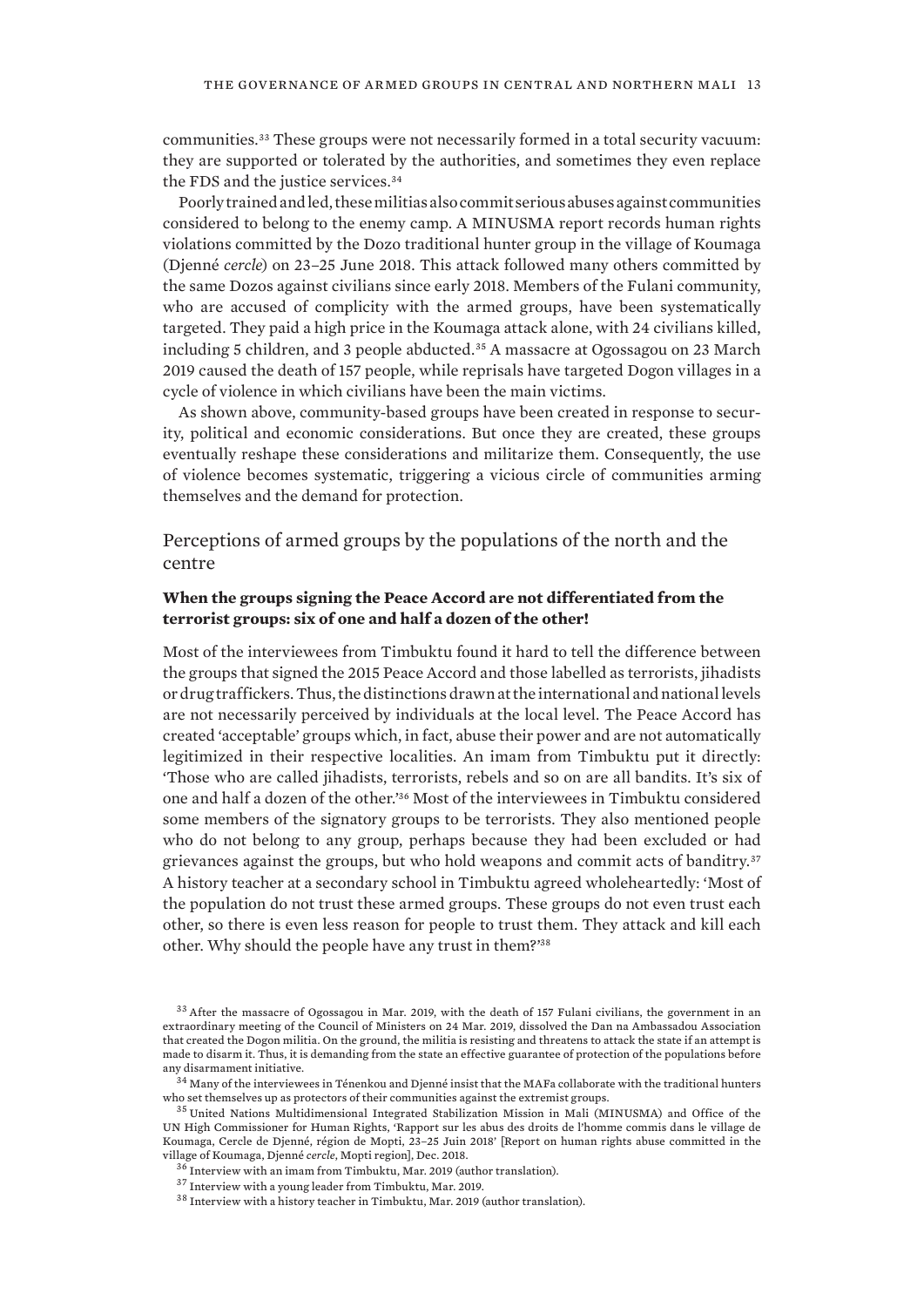communities.[33] These groups were not necessarily formed in a total security vacuum: they are supported or tolerated by the authorities, and sometimes they even replace the FDS and the justice services.[34]

Poorly trained and led, these militias also commit serious abuses against communities considered to belong to the enemy camp. A MINUSMA report records human rights violations committed by the Dozo traditional hunter group in the village of Koumaga (Djenné *cercle*) on 23–25 June 2018. This attack followed many others committed by the same Dozos against civilians since early 2018. Members of the Fulani community, who are accused of complicity with the armed groups, have been systematically targeted. They paid a high price in the Koumaga attack alone, with 24 civilians killed, including 5 children, and 3 people abducted.[35] A massacre at Ogossagou on 23 March 2019 caused the death of 157 people, while reprisals have targeted Dogon villages in a cycle of violence in which civilians have been the main victims.

As shown above, community-based groups have been created in response to security, political and economic considerations. But once they are created, these groups eventually reshape these considerations and militarize them. Consequently, the use of violence becomes systematic, triggering a vicious circle of communities arming themselves and the demand for protection.

## Perceptions of armed groups by the populations of the north and the centre

### When the groups signing the Peace Accord are not differentiated from the terrorist groups: six of one and half a dozen of the other!

Most of the interviewees from Timbuktu found it hard to tell the difference between the groups that signed the 2015 Peace Accord and those labelled as terrorists, jihadists or drug traffickers. Thus, the distinctions drawn at the international and national levels are not necessarily perceived by individuals at the local level. The Peace Accord has created 'acceptable' groups which, in fact, abuse their power and are not automatically legitimized in their respective localities. An imam from Timbuktu put it directly: 'Those who are called jihadists, terrorists, rebels and so on are all bandits. It's six of one and half a dozen of the other.'[36] Most of the interviewees in Timbuktu considered some members of the signatory groups to be terrorists. They also mentioned people who do not belong to any group, perhaps because they had been excluded or had grievances against the groups, but who hold weapons and commit acts of banditry.[37] A history teacher at a secondary school in Timbuktu agreed wholeheartedly: 'Most of the population do not trust these armed groups. These groups do not even trust each other, so there is even less reason for people to trust them. They attack and kill each other. Why should the people have any trust in them?'[38]

---

[33] After the massacre of Ogossagou in Mar. 2019, with the death of 157 Fulani civilians, the government in an extraordinary meeting of the Council of Ministers on 24 Mar. 2019, dissolved the Dan na Ambassadou Association that created the Dogon militia. On the ground, the militia is resisting and threatens to attack the state if an attempt is made to disarm it. Thus, it is demanding from the state an effective guarantee of protection of the populations before any disarmament initiative.

[34] Many of the interviewees in Ténenkou and Djenné insist that the MAFa collaborate with the traditional hunters who set themselves up as protectors of their communities against the extremist groups.

[35] United Nations Multidimensional Integrated Stabilization Mission in Mali (MINUSMA) and Office of the UN High Commissioner for Human Rights, 'Rapport sur les abus des droits de l'homme commis dans le village de Koumaga, Cercle de Djenné, région de Mopti, 23–25 Juin 2018' [Report on human rights abuse committed in the village of Koumaga, Djenné *cercle*, Mopti region], Dec. 2018.

[36] Interview with an imam from Timbuktu, Mar. 2019 (author translation).

[37] Interview with a young leader from Timbuktu, Mar. 2019.

[38] Interview with a history teacher in Timbuktu, Mar. 2019 (author translation).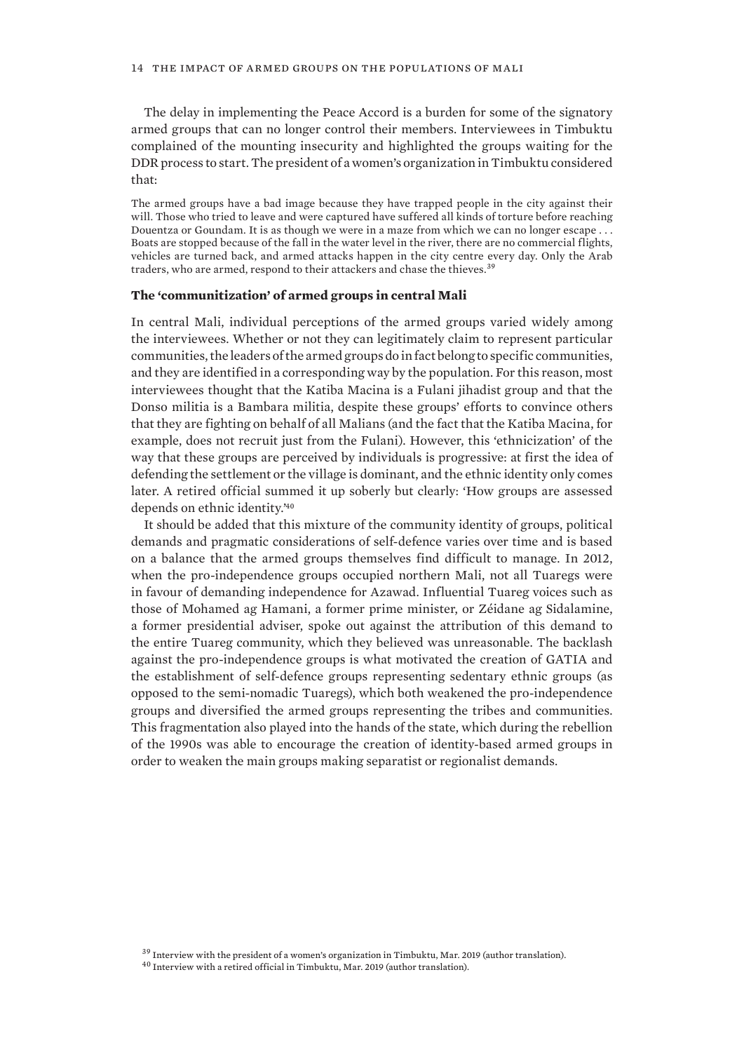The delay in implementing the Peace Accord is a burden for some of the signatory armed groups that can no longer control their members. Interviewees in Timbuktu complained of the mounting insecurity and highlighted the groups waiting for the DDR process to start. The president of a women's organization in Timbuktu considered that:

> The armed groups have a bad image because they have trapped people in the city against their will. Those who tried to leave and were captured have suffered all kinds of torture before reaching Douentza or Goundam. It is as though we were in a maze from which we can no longer escape . . . Boats are stopped because of the fall in the water level in the river, there are no commercial flights, vehicles are turned back, and armed attacks happen in the city centre every day. Only the Arab traders, who are armed, respond to their attackers and chase the thieves.[39]

### The 'communitization' of armed groups in central Mali

In central Mali, individual perceptions of the armed groups varied widely among the interviewees. Whether or not they can legitimately claim to represent particular communities, the leaders of the armed groups do in fact belong to specific communities, and they are identified in a corresponding way by the population. For this reason, most interviewees thought that the Katiba Macina is a Fulani jihadist group and that the Donso militia is a Bambara militia, despite these groups' efforts to convince others that they are fighting on behalf of all Malians (and the fact that the Katiba Macina, for example, does not recruit just from the Fulani). However, this 'ethnicization' of the way that these groups are perceived by individuals is progressive: at first the idea of defending the settlement or the village is dominant, and the ethnic identity only comes later. A retired official summed it up soberly but clearly: 'How groups are assessed depends on ethnic identity.'[40]

It should be added that this mixture of the community identity of groups, political demands and pragmatic considerations of self-defence varies over time and is based on a balance that the armed groups themselves find difficult to manage. In 2012, when the pro-independence groups occupied northern Mali, not all Tuaregs were in favour of demanding independence for Azawad. Influential Tuareg voices such as those of Mohamed ag Hamani, a former prime minister, or Zéidane ag Sidalamine, a former presidential adviser, spoke out against the attribution of this demand to the entire Tuareg community, which they believed was unreasonable. The backlash against the pro-independence groups is what motivated the creation of GATIA and the establishment of self-defence groups representing sedentary ethnic groups (as opposed to the semi-nomadic Tuaregs), which both weakened the pro-independence groups and diversified the armed groups representing the tribes and communities. This fragmentation also played into the hands of the state, which during the rebellion of the 1990s was able to encourage the creation of identity-based armed groups in order to weaken the main groups making separatist or regionalist demands.

[39] Interview with the president of a women's organization in Timbuktu, Mar. 2019 (author translation).

[40] Interview with a retired official in Timbuktu, Mar. 2019 (author translation).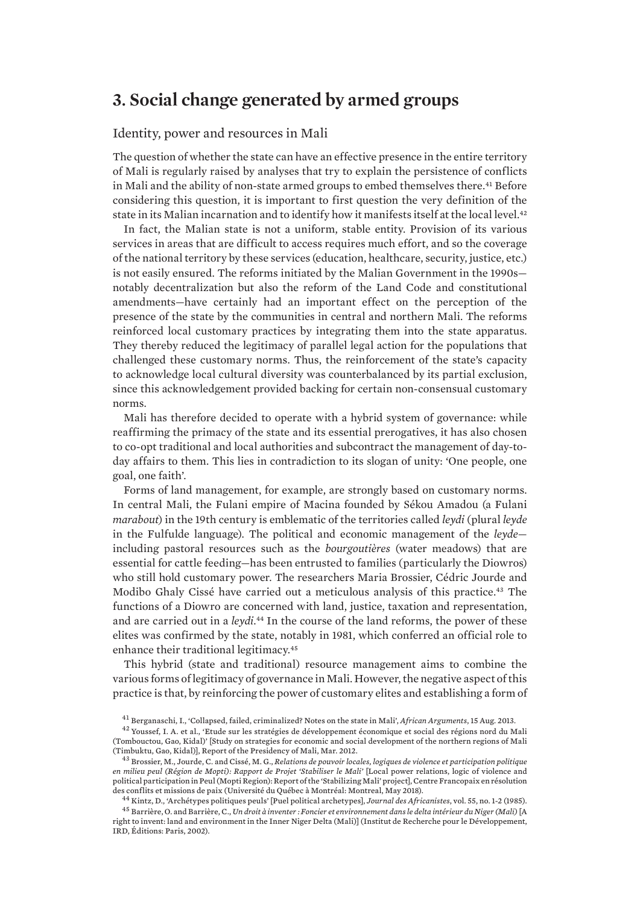# 3. Social change generated by armed groups

## Identity, power and resources in Mali

The question of whether the state can have an effective presence in the entire territory of Mali is regularly raised by analyses that try to explain the persistence of conflicts in Mali and the ability of non-state armed groups to embed themselves there.[41] Before considering this question, it is important to first question the very definition of the state in its Malian incarnation and to identify how it manifests itself at the local level.[42]

In fact, the Malian state is not a uniform, stable entity. Provision of its various services in areas that are difficult to access requires much effort, and so the coverage of the national territory by these services (education, healthcare, security, justice, etc.) is not easily ensured. The reforms initiated by the Malian Government in the 1990s—notably decentralization but also the reform of the Land Code and constitutional amendments—have certainly had an important effect on the perception of the presence of the state by the communities in central and northern Mali. The reforms reinforced local customary practices by integrating them into the state apparatus. They thereby reduced the legitimacy of parallel legal action for the populations that challenged these customary norms. Thus, the reinforcement of the state's capacity to acknowledge local cultural diversity was counterbalanced by its partial exclusion, since this acknowledgement provided backing for certain non-consensual customary norms.

Mali has therefore decided to operate with a hybrid system of governance: while reaffirming the primacy of the state and its essential prerogatives, it has also chosen to co-opt traditional and local authorities and subcontract the management of day-to-day affairs to them. This lies in contradiction to its slogan of unity: 'One people, one goal, one faith'.

Forms of land management, for example, are strongly based on customary norms. In central Mali, the Fulani empire of Macina founded by Sékou Amadou (a Fulani *marabout*) in the 19th century is emblematic of the territories called *leydi* (plural *leyde* in the Fulfulde language). The political and economic management of the *leyde*—including pastoral resources such as the *bourgoutières* (water meadows) that are essential for cattle feeding—has been entrusted to families (particularly the Diowros) who still hold customary power. The researchers Maria Brossier, Cédric Jourde and Modibo Ghaly Cissé have carried out a meticulous analysis of this practice.[43] The functions of a Diowro are concerned with land, justice, taxation and representation, and are carried out in a *leydi*.[44] In the course of the land reforms, the power of these elites was confirmed by the state, notably in 1981, which conferred an official role to enhance their traditional legitimacy.[45]

This hybrid (state and traditional) resource management aims to combine the various forms of legitimacy of governance in Mali. However, the negative aspect of this practice is that, by reinforcing the power of customary elites and establishing a form of

---

[41] Berganaschi, I., 'Collapsed, failed, criminalized? Notes on the state in Mali', *African Arguments*, 15 Aug. 2013.

[42] Youssef, I. A. et al., 'Etude sur les stratégies de développement économique et social des régions nord du Mali (Tombouctou, Gao, Kidal)' [Study on strategies for economic and social development of the northern regions of Mali (Timbuktu, Gao, Kidal)], Report of the Presidency of Mali, Mar. 2012.

[43] Brossier, M., Jourde, C. and Cissé, M. G., *Relations de pouvoir locales, logiques de violence et participation politique en milieu peul (Région de Mopti): Rapport de Projet 'Stabiliser le Mali'* [Local power relations, logic of violence and political participation in Peul (Mopti Region): Report of the 'Stabilizing Mali' project], Centre Francopaix en résolution des conflits et missions de paix (Université du Québec à Montréal: Montreal, May 2018).

[44] Kintz, D., 'Archétypes politiques peuls' [Puel political archetypes], *Journal des Africanistes*, vol. 55, no. 1-2 (1985).

[45] Barrière, O. and Barrière, C., *Un droit à inventer : Foncier et environnement dans le delta intérieur du Niger (Mali)* [A right to invent: land and environment in the Inner Niger Delta (Mali)] (Institut de Recherche pour le Développement, IRD, Éditions: Paris, 2002).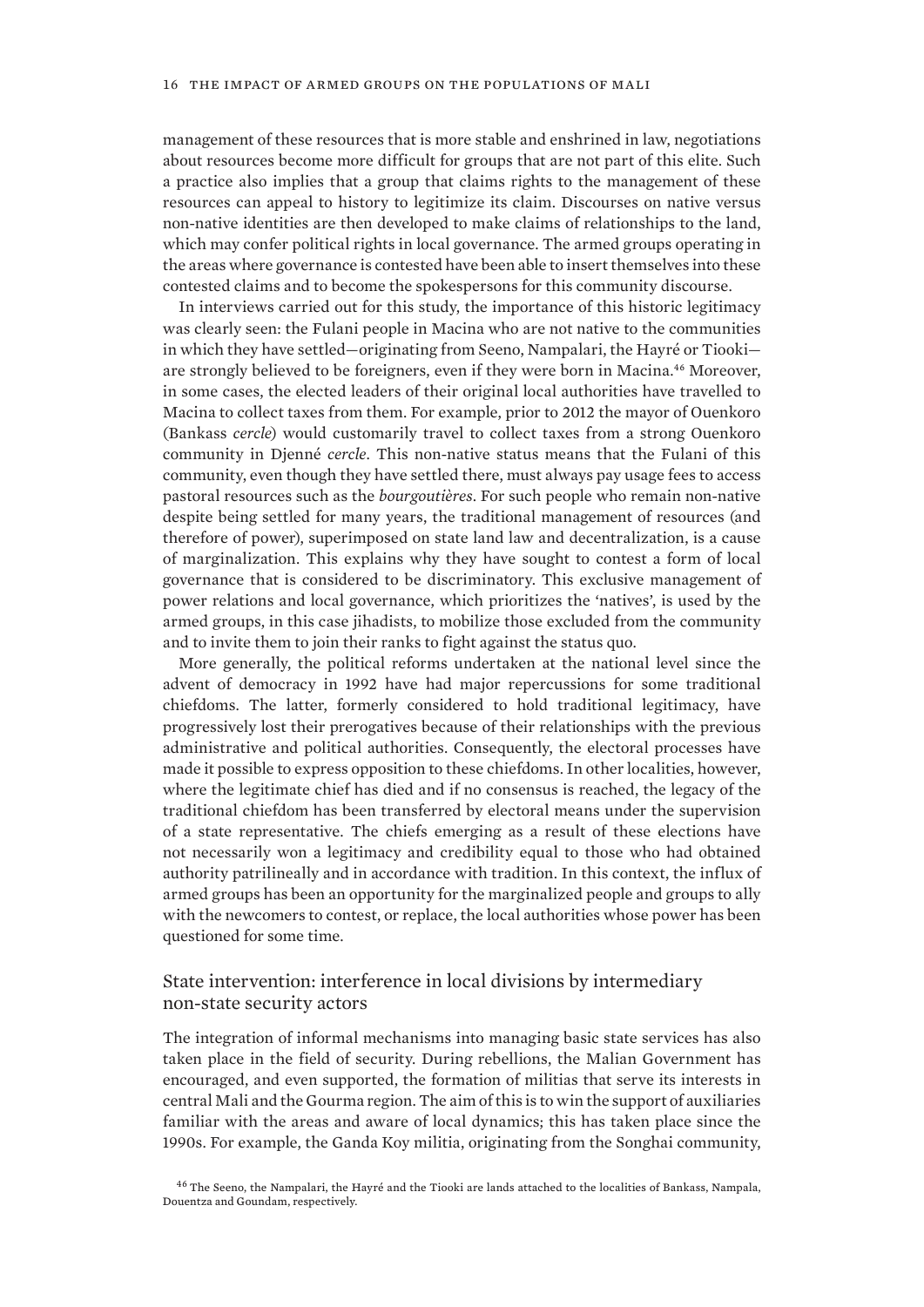management of these resources that is more stable and enshrined in law, negotiations about resources become more difficult for groups that are not part of this elite. Such a practice also implies that a group that claims rights to the management of these resources can appeal to history to legitimize its claim. Discourses on native versus non-native identities are then developed to make claims of relationships to the land, which may confer political rights in local governance. The armed groups operating in the areas where governance is contested have been able to insert themselves into these contested claims and to become the spokespersons for this community discourse.

In interviews carried out for this study, the importance of this historic legitimacy was clearly seen: the Fulani people in Macina who are not native to the communities in which they have settled—originating from Seeno, Nampalari, the Hayré or Tiooki—are strongly believed to be foreigners, even if they were born in Macina.[46] Moreover, in some cases, the elected leaders of their original local authorities have travelled to Macina to collect taxes from them. For example, prior to 2012 the mayor of Ouenkoro (Bankass *cercle*) would customarily travel to collect taxes from a strong Ouenkoro community in Djenné *cercle*. This non-native status means that the Fulani of this community, even though they have settled there, must always pay usage fees to access pastoral resources such as the *bourgoutières*. For such people who remain non-native despite being settled for many years, the traditional management of resources (and therefore of power), superimposed on state land law and decentralization, is a cause of marginalization. This explains why they have sought to contest a form of local governance that is considered to be discriminatory. This exclusive management of power relations and local governance, which prioritizes the 'natives', is used by the armed groups, in this case jihadists, to mobilize those excluded from the community and to invite them to join their ranks to fight against the status quo.

More generally, the political reforms undertaken at the national level since the advent of democracy in 1992 have had major repercussions for some traditional chiefdoms. The latter, formerly considered to hold traditional legitimacy, have progressively lost their prerogatives because of their relationships with the previous administrative and political authorities. Consequently, the electoral processes have made it possible to express opposition to these chiefdoms. In other localities, however, where the legitimate chief has died and if no consensus is reached, the legacy of the traditional chiefdom has been transferred by electoral means under the supervision of a state representative. The chiefs emerging as a result of these elections have not necessarily won a legitimacy and credibility equal to those who had obtained authority patrilineally and in accordance with tradition. In this context, the influx of armed groups has been an opportunity for the marginalized people and groups to ally with the newcomers to contest, or replace, the local authorities whose power has been questioned for some time.

## State intervention: interference in local divisions by intermediary non-state security actors

The integration of informal mechanisms into managing basic state services has also taken place in the field of security. During rebellions, the Malian Government has encouraged, and even supported, the formation of militias that serve its interests in central Mali and the Gourma region. The aim of this is to win the support of auxiliaries familiar with the areas and aware of local dynamics; this has taken place since the 1990s. For example, the Ganda Koy militia, originating from the Songhai community,

[46] The Seeno, the Nampalari, the Hayré and the Tiooki are lands attached to the localities of Bankass, Nampala, Douentza and Goundam, respectively.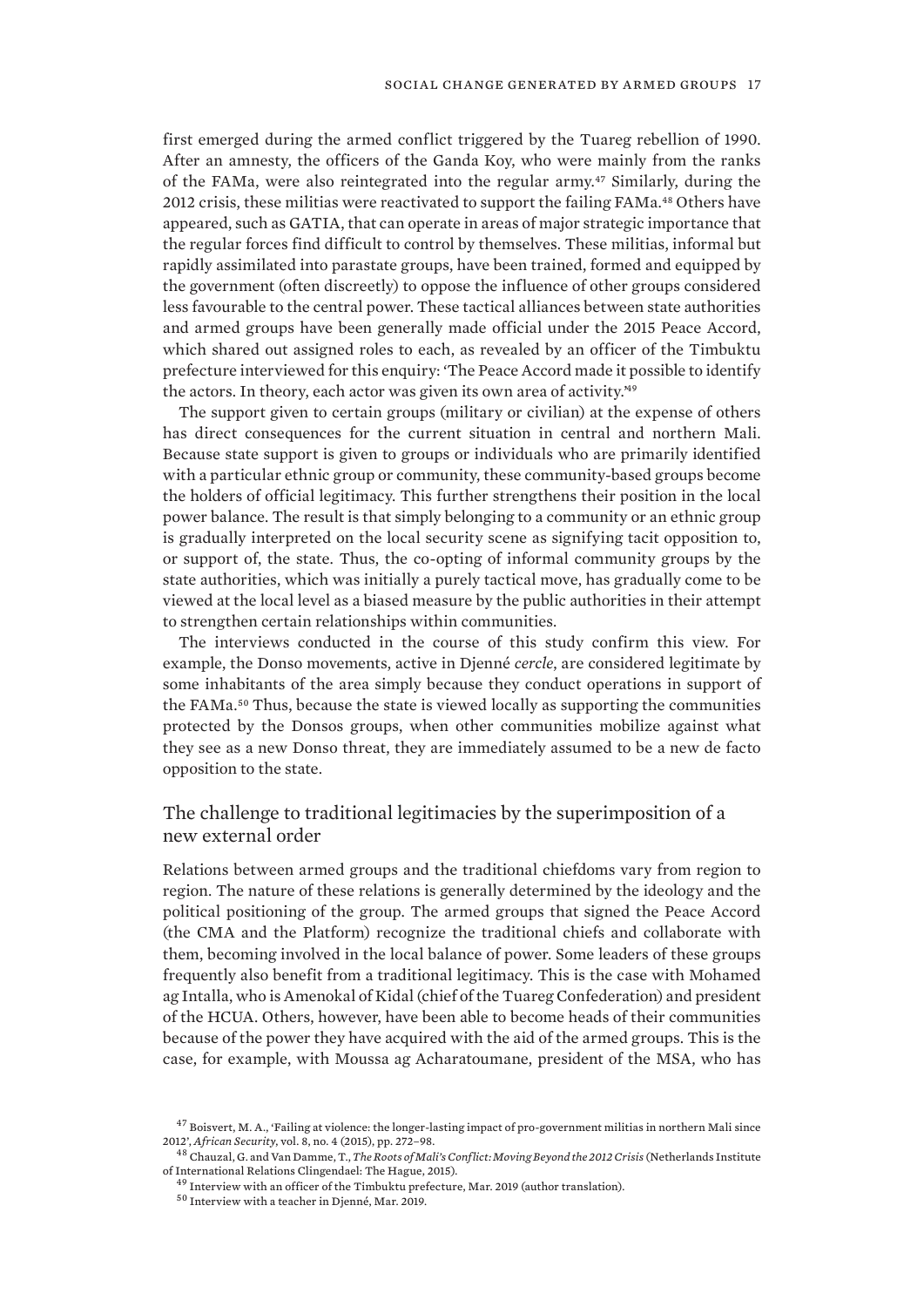first emerged during the armed conflict triggered by the Tuareg rebellion of 1990. After an amnesty, the officers of the Ganda Koy, who were mainly from the ranks of the FAMa, were also reintegrated into the regular army.[47] Similarly, during the 2012 crisis, these militias were reactivated to support the failing FAMa.[48] Others have appeared, such as GATIA, that can operate in areas of major strategic importance that the regular forces find difficult to control by themselves. These militias, informal but rapidly assimilated into parastate groups, have been trained, formed and equipped by the government (often discreetly) to oppose the influence of other groups considered less favourable to the central power. These tactical alliances between state authorities and armed groups have been generally made official under the 2015 Peace Accord, which shared out assigned roles to each, as revealed by an officer of the Timbuktu prefecture interviewed for this enquiry: 'The Peace Accord made it possible to identify the actors. In theory, each actor was given its own area of activity.'[49]

The support given to certain groups (military or civilian) at the expense of others has direct consequences for the current situation in central and northern Mali. Because state support is given to groups or individuals who are primarily identified with a particular ethnic group or community, these community-based groups become the holders of official legitimacy. This further strengthens their position in the local power balance. The result is that simply belonging to a community or an ethnic group is gradually interpreted on the local security scene as signifying tacit opposition to, or support of, the state. Thus, the co-opting of informal community groups by the state authorities, which was initially a purely tactical move, has gradually come to be viewed at the local level as a biased measure by the public authorities in their attempt to strengthen certain relationships within communities.

The interviews conducted in the course of this study confirm this view. For example, the Donso movements, active in Djenné *cercle*, are considered legitimate by some inhabitants of the area simply because they conduct operations in support of the FAMa.[50] Thus, because the state is viewed locally as supporting the communities protected by the Donsos groups, when other communities mobilize against what they see as a new Donso threat, they are immediately assumed to be a new de facto opposition to the state.

## The challenge to traditional legitimacies by the superimposition of a new external order

Relations between armed groups and the traditional chiefdoms vary from region to region. The nature of these relations is generally determined by the ideology and the political positioning of the group. The armed groups that signed the Peace Accord (the CMA and the Platform) recognize the traditional chiefs and collaborate with them, becoming involved in the local balance of power. Some leaders of these groups frequently also benefit from a traditional legitimacy. This is the case with Mohamed ag Intalla, who is Amenokal of Kidal (chief of the Tuareg Confederation) and president of the HCUA. Others, however, have been able to become heads of their communities because of the power they have acquired with the aid of the armed groups. This is the case, for example, with Moussa ag Acharatoumane, president of the MSA, who has

[47] Boisvert, M. A., 'Failing at violence: the longer-lasting impact of pro-government militias in northern Mali since 2012', *African Security*, vol. 8, no. 4 (2015), pp. 272–98.

[48] Chauzal, G. and Van Damme, T., *The Roots of Mali's Conflict: Moving Beyond the 2012 Crisis* (Netherlands Institute of International Relations Clingendael: The Hague, 2015).

[49] Interview with an officer of the Timbuktu prefecture, Mar. 2019 (author translation).

[50] Interview with a teacher in Djenné, Mar. 2019.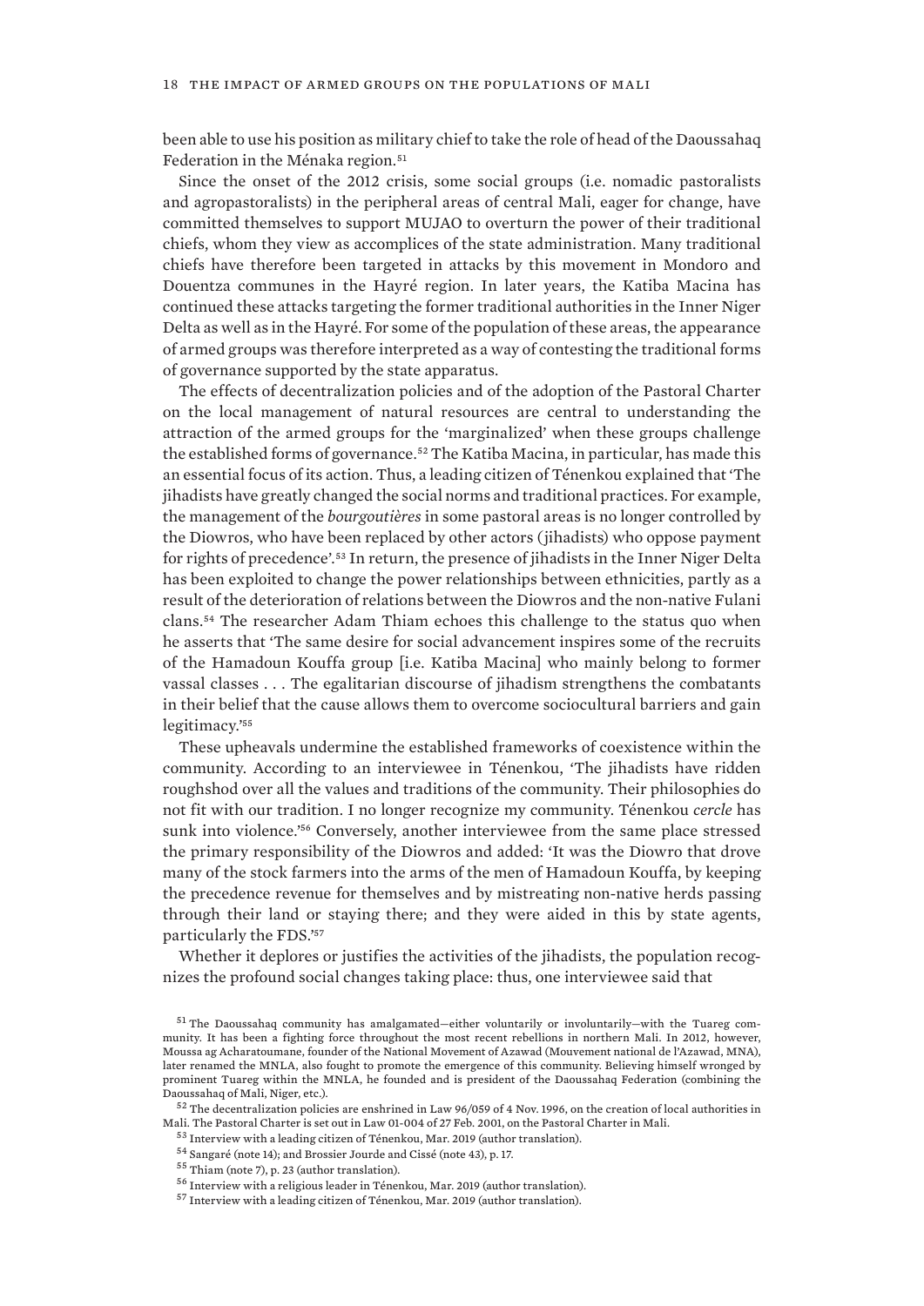been able to use his position as military chief to take the role of head of the Daoussahaq Federation in the Ménaka region.[51]

Since the onset of the 2012 crisis, some social groups (i.e. nomadic pastoralists and agropastoralists) in the peripheral areas of central Mali, eager for change, have committed themselves to support MUJAO to overturn the power of their traditional chiefs, whom they view as accomplices of the state administration. Many traditional chiefs have therefore been targeted in attacks by this movement in Mondoro and Douentza communes in the Hayré region. In later years, the Katiba Macina has continued these attacks targeting the former traditional authorities in the Inner Niger Delta as well as in the Hayré. For some of the population of these areas, the appearance of armed groups was therefore interpreted as a way of contesting the traditional forms of governance supported by the state apparatus.

The effects of decentralization policies and of the adoption of the Pastoral Charter on the local management of natural resources are central to understanding the attraction of the armed groups for the 'marginalized' when these groups challenge the established forms of governance.[52] The Katiba Macina, in particular, has made this an essential focus of its action. Thus, a leading citizen of Ténenkou explained that 'The jihadists have greatly changed the social norms and traditional practices. For example, the management of the *bourgoutières* in some pastoral areas is no longer controlled by the Diowros, who have been replaced by other actors (jihadists) who oppose payment for rights of precedence'.[53] In return, the presence of jihadists in the Inner Niger Delta has been exploited to change the power relationships between ethnicities, partly as a result of the deterioration of relations between the Diowros and the non-native Fulani clans.[54] The researcher Adam Thiam echoes this challenge to the status quo when he asserts that 'The same desire for social advancement inspires some of the recruits of the Hamadoun Kouffa group [i.e. Katiba Macina] who mainly belong to former vassal classes . . . The egalitarian discourse of jihadism strengthens the combatants in their belief that the cause allows them to overcome sociocultural barriers and gain legitimacy.'[55]

These upheavals undermine the established frameworks of coexistence within the community. According to an interviewee in Ténenkou, 'The jihadists have ridden roughshod over all the values and traditions of the community. Their philosophies do not fit with our tradition. I no longer recognize my community. Ténenkou *cercle* has sunk into violence.'[56] Conversely, another interviewee from the same place stressed the primary responsibility of the Diowros and added: 'It was the Diowro that drove many of the stock farmers into the arms of the men of Hamadoun Kouffa, by keeping the precedence revenue for themselves and by mistreating non-native herds passing through their land or staying there; and they were aided in this by state agents, particularly the FDS.'[57]

Whether it deplores or justifies the activities of the jihadists, the population recognizes the profound social changes taking place: thus, one interviewee said that

[51] The Daoussahaq community has amalgamated—either voluntarily or involuntarily—with the Tuareg community. It has been a fighting force throughout the most recent rebellions in northern Mali. In 2012, however, Moussa ag Acharatoumane, founder of the National Movement of Azawad (Mouvement national de l'Azawad, MNA), later renamed the MNLA, also fought to promote the emergence of this community. Believing himself wronged by prominent Tuareg within the MNLA, he founded and is president of the Daoussahaq Federation (combining the Daoussahaq of Mali, Niger, etc.).

[52] The decentralization policies are enshrined in Law 96/059 of 4 Nov. 1996, on the creation of local authorities in Mali. The Pastoral Charter is set out in Law 01-004 of 27 Feb. 2001, on the Pastoral Charter in Mali.

[53] Interview with a leading citizen of Ténenkou, Mar. 2019 (author translation).

[54] Sangaré (note 14); and Brossier Jourde and Cissé (note 43), p. 17.

[55] Thiam (note 7), p. 23 (author translation).

[56] Interview with a religious leader in Ténenkou, Mar. 2019 (author translation).

[57] Interview with a leading citizen of Ténenkou, Mar. 2019 (author translation).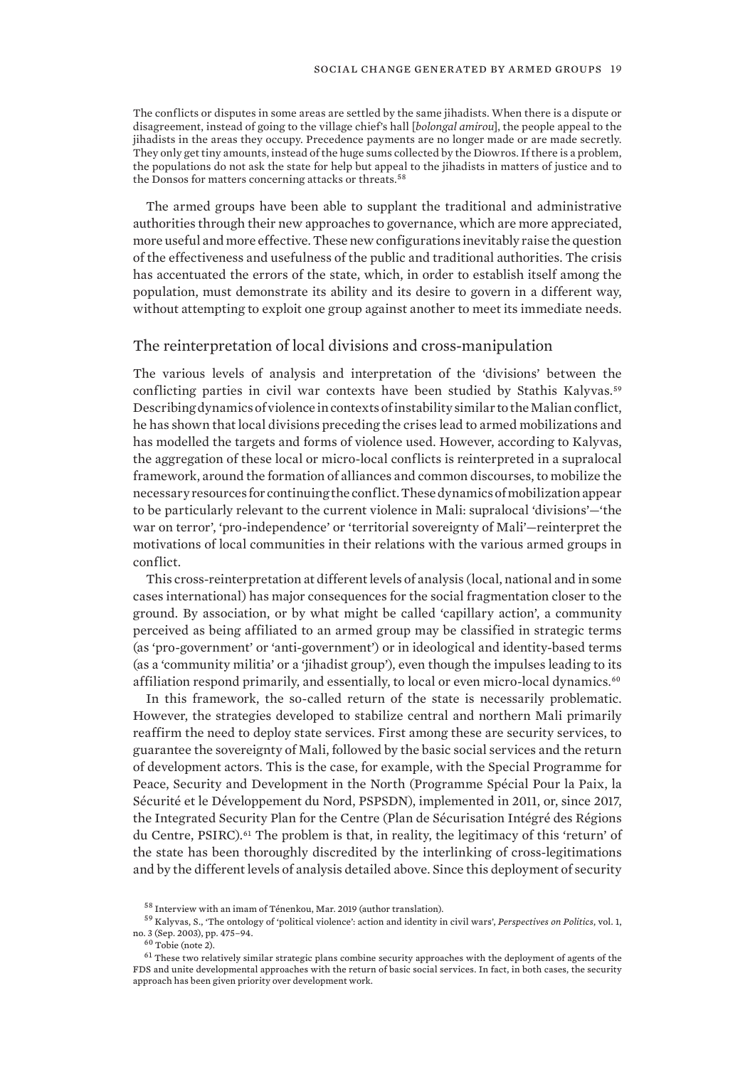> The conflicts or disputes in some areas are settled by the same jihadists. When there is a dispute or disagreement, instead of going to the village chief's hall [*bolongal amirou*], the people appeal to the jihadists in the areas they occupy. Precedence payments are no longer made or are made secretly. They only get tiny amounts, instead of the huge sums collected by the Diowros. If there is a problem, the populations do not ask the state for help but appeal to the jihadists in matters of justice and to the Donsos for matters concerning attacks or threats.[58]

The armed groups have been able to supplant the traditional and administrative authorities through their new approaches to governance, which are more appreciated, more useful and more effective. These new configurations inevitably raise the question of the effectiveness and usefulness of the public and traditional authorities. The crisis has accentuated the errors of the state, which, in order to establish itself among the population, must demonstrate its ability and its desire to govern in a different way, without attempting to exploit one group against another to meet its immediate needs.

## The reinterpretation of local divisions and cross-manipulation

The various levels of analysis and interpretation of the 'divisions' between the conflicting parties in civil war contexts have been studied by Stathis Kalyvas.[59] Describing dynamics of violence in contexts of instability similar to the Malian conflict, he has shown that local divisions preceding the crises lead to armed mobilizations and has modelled the targets and forms of violence used. However, according to Kalyvas, the aggregation of these local or micro-local conflicts is reinterpreted in a supralocal framework, around the formation of alliances and common discourses, to mobilize the necessary resources for continuing the conflict. These dynamics of mobilization appear to be particularly relevant to the current violence in Mali: supralocal 'divisions'—'the war on terror', 'pro-independence' or 'territorial sovereignty of Mali'—reinterpret the motivations of local communities in their relations with the various armed groups in conflict.

This cross-reinterpretation at different levels of analysis (local, national and in some cases international) has major consequences for the social fragmentation closer to the ground. By association, or by what might be called 'capillary action', a community perceived as being affiliated to an armed group may be classified in strategic terms (as 'pro-government' or 'anti-government') or in ideological and identity-based terms (as a 'community militia' or a 'jihadist group'), even though the impulses leading to its affiliation respond primarily, and essentially, to local or even micro-local dynamics.[60]

In this framework, the so-called return of the state is necessarily problematic. However, the strategies developed to stabilize central and northern Mali primarily reaffirm the need to deploy state services. First among these are security services, to guarantee the sovereignty of Mali, followed by the basic social services and the return of development actors. This is the case, for example, with the Special Programme for Peace, Security and Development in the North (Programme Spécial Pour la Paix, la Sécurité et le Développement du Nord, PSPSDN), implemented in 2011, or, since 2017, the Integrated Security Plan for the Centre (Plan de Sécurisation Intégré des Régions du Centre, PSIRC).[61] The problem is that, in reality, the legitimacy of this 'return' of the state has been thoroughly discredited by the interlinking of cross-legitimations and by the different levels of analysis detailed above. Since this deployment of security

---

[58] Interview with an imam of Ténenkou, Mar. 2019 (author translation).

[59] Kalyvas, S., 'The ontology of 'political violence': action and identity in civil wars', *Perspectives on Politics*, vol. 1, no. 3 (Sep. 2003), pp. 475–94.

[60] Tobie (note 2).

[61] These two relatively similar strategic plans combine security approaches with the deployment of agents of the FDS and unite developmental approaches with the return of basic social services. In fact, in both cases, the security approach has been given priority over development work.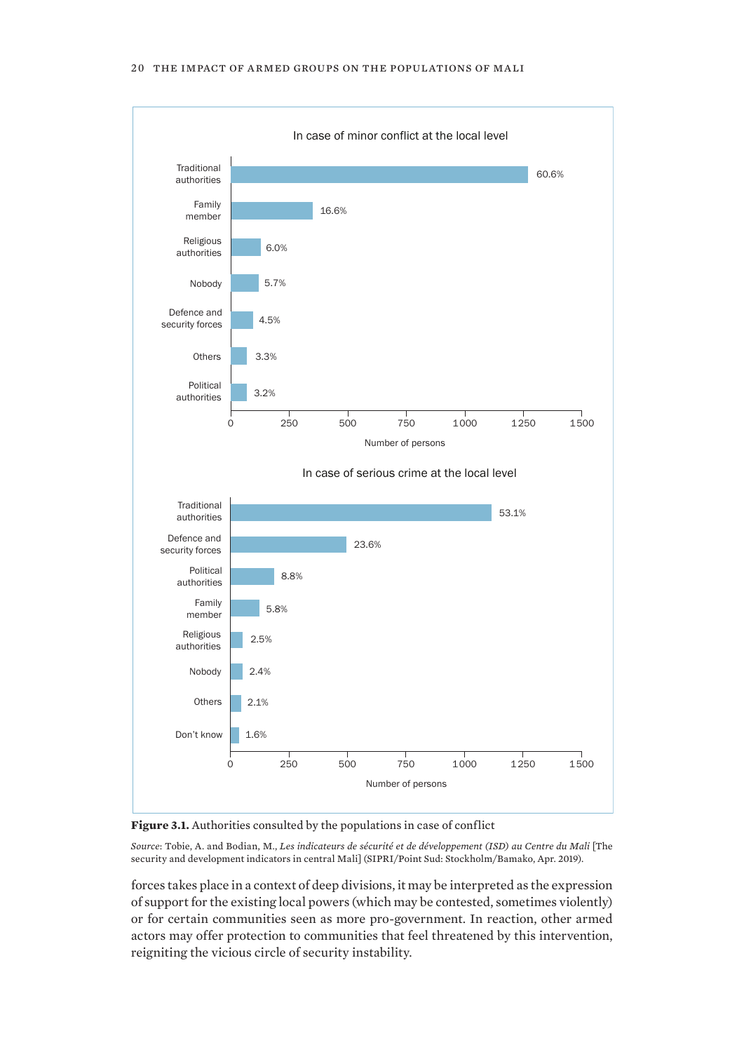In case of minor conflict at the local level

| Authority | Share |
|---|---|
| Traditional authorities | 60.6% |
| Family member | 16.6% |
| Religious authorities | 6.0% |
| Nobody | 5.7% |
| Defence and security forces | 4.5% |
| Others | 3.3% |
| Political authorities | 3.2% |

In case of serious crime at the local level

| Authority | Share |
|---|---|
| Traditional authorities | 53.1% |
| Defence and security forces | 23.6% |
| Political authorities | 8.8% |
| Family member | 5.8% |
| Religious authorities | 2.5% |
| Nobody | 2.4% |
| Others | 2.1% |
| Don't know | 1.6% |

**Figure 3.1.** Authorities consulted by the populations in case of conflict

*Source*: Tobie, A. and Bodian, M., *Les indicateurs de sécurité et de développement (ISD) au Centre du Mali* [The security and development indicators in central Mali] (SIPRI/Point Sud: Stockholm/Bamako, Apr. 2019).

forces takes place in a context of deep divisions, it may be interpreted as the expression of support for the existing local powers (which may be contested, sometimes violently) or for certain communities seen as more pro-government. In reaction, other armed actors may offer protection to communities that feel threatened by this intervention, reigniting the vicious circle of security instability.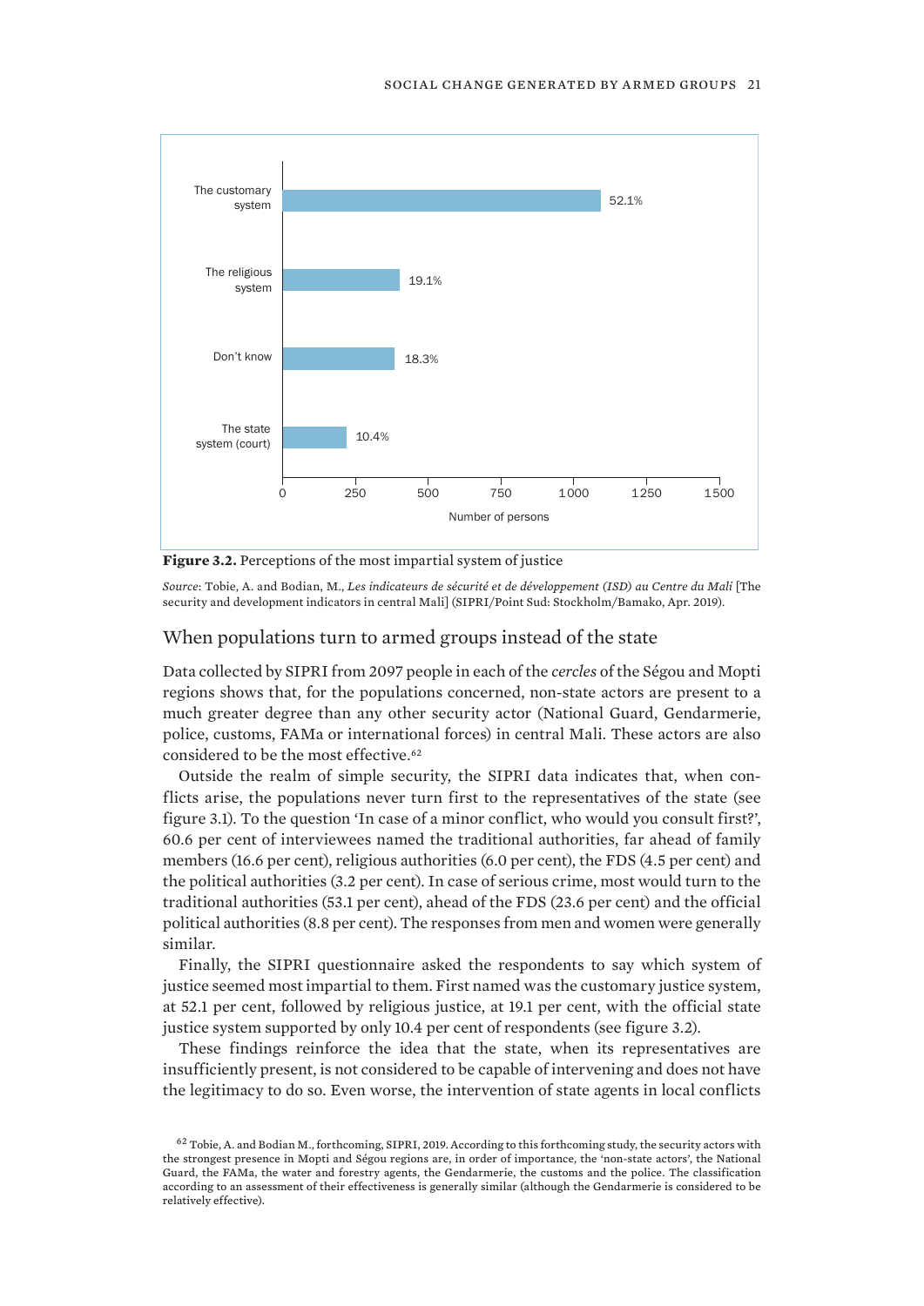**Figure 3.2.** Perceptions of the most impartial system of justice

*Source*: Tobie, A. and Bodian, M., *Les indicateurs de sécurité et de développement (ISD) au Centre du Mali* [The security and development indicators in central Mali] (SIPRI/Point Sud: Stockholm/Bamako, Apr. 2019).

## When populations turn to armed groups instead of the state

Data collected by SIPRI from 2097 people in each of the *cercles* of the Ségou and Mopti regions shows that, for the populations concerned, non-state actors are present to a much greater degree than any other security actor (National Guard, Gendarmerie, police, customs, FAMa or international forces) in central Mali. These actors are also considered to be the most effective.[62]

Outside the realm of simple security, the SIPRI data indicates that, when conflicts arise, the populations never turn first to the representatives of the state (see figure 3.1). To the question 'In case of a minor conflict, who would you consult first?', 60.6 per cent of interviewees named the traditional authorities, far ahead of family members (16.6 per cent), religious authorities (6.0 per cent), the FDS (4.5 per cent) and the political authorities (3.2 per cent). In case of serious crime, most would turn to the traditional authorities (53.1 per cent), ahead of the FDS (23.6 per cent) and the official political authorities (8.8 per cent). The responses from men and women were generally similar.

Finally, the SIPRI questionnaire asked the respondents to say which system of justice seemed most impartial to them. First named was the customary justice system, at 52.1 per cent, followed by religious justice, at 19.1 per cent, with the official state justice system supported by only 10.4 per cent of respondents (see figure 3.2).

These findings reinforce the idea that the state, when its representatives are insufficiently present, is not considered to be capable of intervening and does not have the legitimacy to do so. Even worse, the intervention of state agents in local conflicts

[62] Tobie, A. and Bodian M., forthcoming, SIPRI, 2019. According to this forthcoming study, the security actors with the strongest presence in Mopti and Ségou regions are, in order of importance, the 'non-state actors', the National Guard, the FAMa, the water and forestry agents, the Gendarmerie, the customs and the police. The classification according to an assessment of their effectiveness is generally similar (although the Gendarmerie is considered to be relatively effective).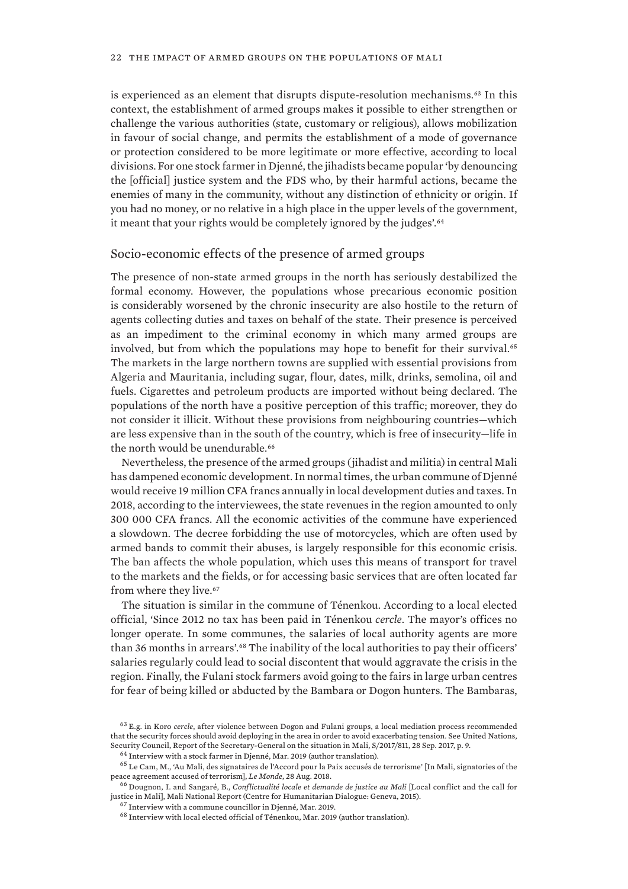is experienced as an element that disrupts dispute-resolution mechanisms.[63] In this context, the establishment of armed groups makes it possible to either strengthen or challenge the various authorities (state, customary or religious), allows mobilization in favour of social change, and permits the establishment of a mode of governance or protection considered to be more legitimate or more effective, according to local divisions. For one stock farmer in Djenné, the jihadists became popular 'by denouncing the [official] justice system and the FDS who, by their harmful actions, became the enemies of many in the community, without any distinction of ethnicity or origin. If you had no money, or no relative in a high place in the upper levels of the government, it meant that your rights would be completely ignored by the judges'.[64]

## Socio-economic effects of the presence of armed groups

The presence of non-state armed groups in the north has seriously destabilized the formal economy. However, the populations whose precarious economic position is considerably worsened by the chronic insecurity are also hostile to the return of agents collecting duties and taxes on behalf of the state. Their presence is perceived as an impediment to the criminal economy in which many armed groups are involved, but from which the populations may hope to benefit for their survival.[65] The markets in the large northern towns are supplied with essential provisions from Algeria and Mauritania, including sugar, flour, dates, milk, drinks, semolina, oil and fuels. Cigarettes and petroleum products are imported without being declared. The populations of the north have a positive perception of this traffic; moreover, they do not consider it illicit. Without these provisions from neighbouring countries—which are less expensive than in the south of the country, which is free of insecurity—life in the north would be unendurable.[66]

Nevertheless, the presence of the armed groups (jihadist and militia) in central Mali has dampened economic development. In normal times, the urban commune of Djenné would receive 19 million CFA francs annually in local development duties and taxes. In 2018, according to the interviewees, the state revenues in the region amounted to only 300 000 CFA francs. All the economic activities of the commune have experienced a slowdown. The decree forbidding the use of motorcycles, which are often used by armed bands to commit their abuses, is largely responsible for this economic crisis. The ban affects the whole population, which uses this means of transport for travel to the markets and the fields, or for accessing basic services that are often located far from where they live.[67]

The situation is similar in the commune of Ténenkou. According to a local elected official, 'Since 2012 no tax has been paid in Ténenkou *cercle*. The mayor's offices no longer operate. In some communes, the salaries of local authority agents are more than 36 months in arrears'.[68] The inability of the local authorities to pay their officers' salaries regularly could lead to social discontent that would aggravate the crisis in the region. Finally, the Fulani stock farmers avoid going to the fairs in large urban centres for fear of being killed or abducted by the Bambara or Dogon hunters. The Bambaras,

[63] E.g. in Koro *cercle*, after violence between Dogon and Fulani groups, a local mediation process recommended that the security forces should avoid deploying in the area in order to avoid exacerbating tension. See United Nations, Security Council, Report of the Secretary-General on the situation in Mali, S/2017/811, 28 Sep. 2017, p. 9.

[64] Interview with a stock farmer in Djenné, Mar. 2019 (author translation).

[65] Le Cam, M., 'Au Mali, des signataires de l'Accord pour la Paix accusés de terrorisme' [In Mali, signatories of the peace agreement accused of terrorism], *Le Monde*, 28 Aug. 2018.

[66] Dougnon, I. and Sangaré, B., *Conflictualité locale et demande de justice au Mali* [Local conflict and the call for justice in Mali], Mali National Report (Centre for Humanitarian Dialogue: Geneva, 2015).

[67] Interview with a commune councillor in Djenné, Mar. 2019.

[68] Interview with local elected official of Ténenkou, Mar. 2019 (author translation).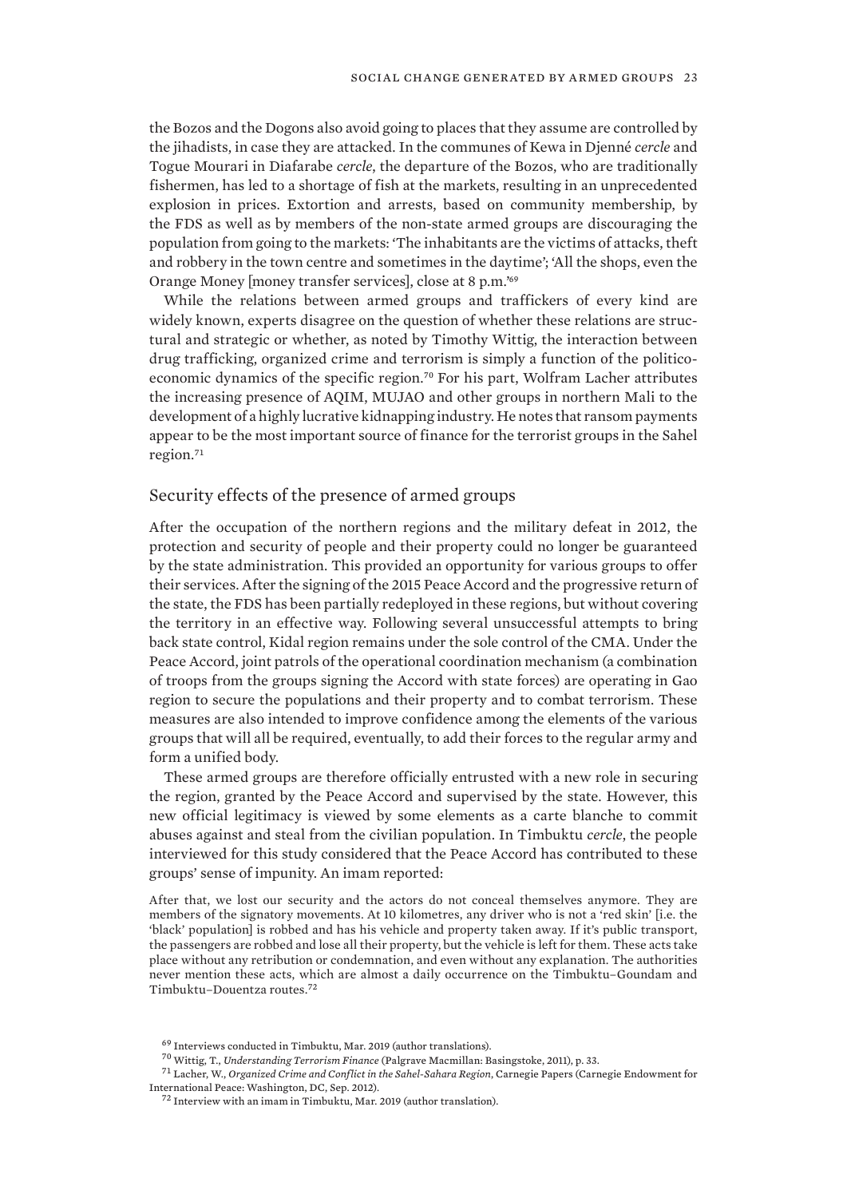the Bozos and the Dogons also avoid going to places that they assume are controlled by the jihadists, in case they are attacked. In the communes of Kewa in Djenné *cercle* and Togue Mourari in Diafarabe *cercle*, the departure of the Bozos, who are traditionally fishermen, has led to a shortage of fish at the markets, resulting in an unprecedented explosion in prices. Extortion and arrests, based on community membership, by the FDS as well as by members of the non-state armed groups are discouraging the population from going to the markets: 'The inhabitants are the victims of attacks, theft and robbery in the town centre and sometimes in the daytime'; 'All the shops, even the Orange Money [money transfer services], close at 8 p.m.'[69]

While the relations between armed groups and traffickers of every kind are widely known, experts disagree on the question of whether these relations are structural and strategic or whether, as noted by Timothy Wittig, the interaction between drug trafficking, organized crime and terrorism is simply a function of the politico-economic dynamics of the specific region.[70] For his part, Wolfram Lacher attributes the increasing presence of AQIM, MUJAO and other groups in northern Mali to the development of a highly lucrative kidnapping industry. He notes that ransom payments appear to be the most important source of finance for the terrorist groups in the Sahel region.[71]

## Security effects of the presence of armed groups

After the occupation of the northern regions and the military defeat in 2012, the protection and security of people and their property could no longer be guaranteed by the state administration. This provided an opportunity for various groups to offer their services. After the signing of the 2015 Peace Accord and the progressive return of the state, the FDS has been partially redeployed in these regions, but without covering the territory in an effective way. Following several unsuccessful attempts to bring back state control, Kidal region remains under the sole control of the CMA. Under the Peace Accord, joint patrols of the operational coordination mechanism (a combination of troops from the groups signing the Accord with state forces) are operating in Gao region to secure the populations and their property and to combat terrorism. These measures are also intended to improve confidence among the elements of the various groups that will all be required, eventually, to add their forces to the regular army and form a unified body.

These armed groups are therefore officially entrusted with a new role in securing the region, granted by the Peace Accord and supervised by the state. However, this new official legitimacy is viewed by some elements as a carte blanche to commit abuses against and steal from the civilian population. In Timbuktu *cercle*, the people interviewed for this study considered that the Peace Accord has contributed to these groups' sense of impunity. An imam reported:

> After that, we lost our security and the actors do not conceal themselves anymore. They are members of the signatory movements. At 10 kilometres, any driver who is not a 'red skin' [i.e. the 'black' population] is robbed and has his vehicle and property taken away. If it's public transport, the passengers are robbed and lose all their property, but the vehicle is left for them. These acts take place without any retribution or condemnation, and even without any explanation. The authorities never mention these acts, which are almost a daily occurrence on the Timbuktu–Goundam and Timbuktu–Douentza routes.[72]

[69] Interviews conducted in Timbuktu, Mar. 2019 (author translations).

[70] Wittig, T., *Understanding Terrorism Finance* (Palgrave Macmillan: Basingstoke, 2011), p. 33.

[71] Lacher, W., *Organized Crime and Conflict in the Sahel-Sahara Region*, Carnegie Papers (Carnegie Endowment for International Peace: Washington, DC, Sep. 2012).

[72] Interview with an imam in Timbuktu, Mar. 2019 (author translation).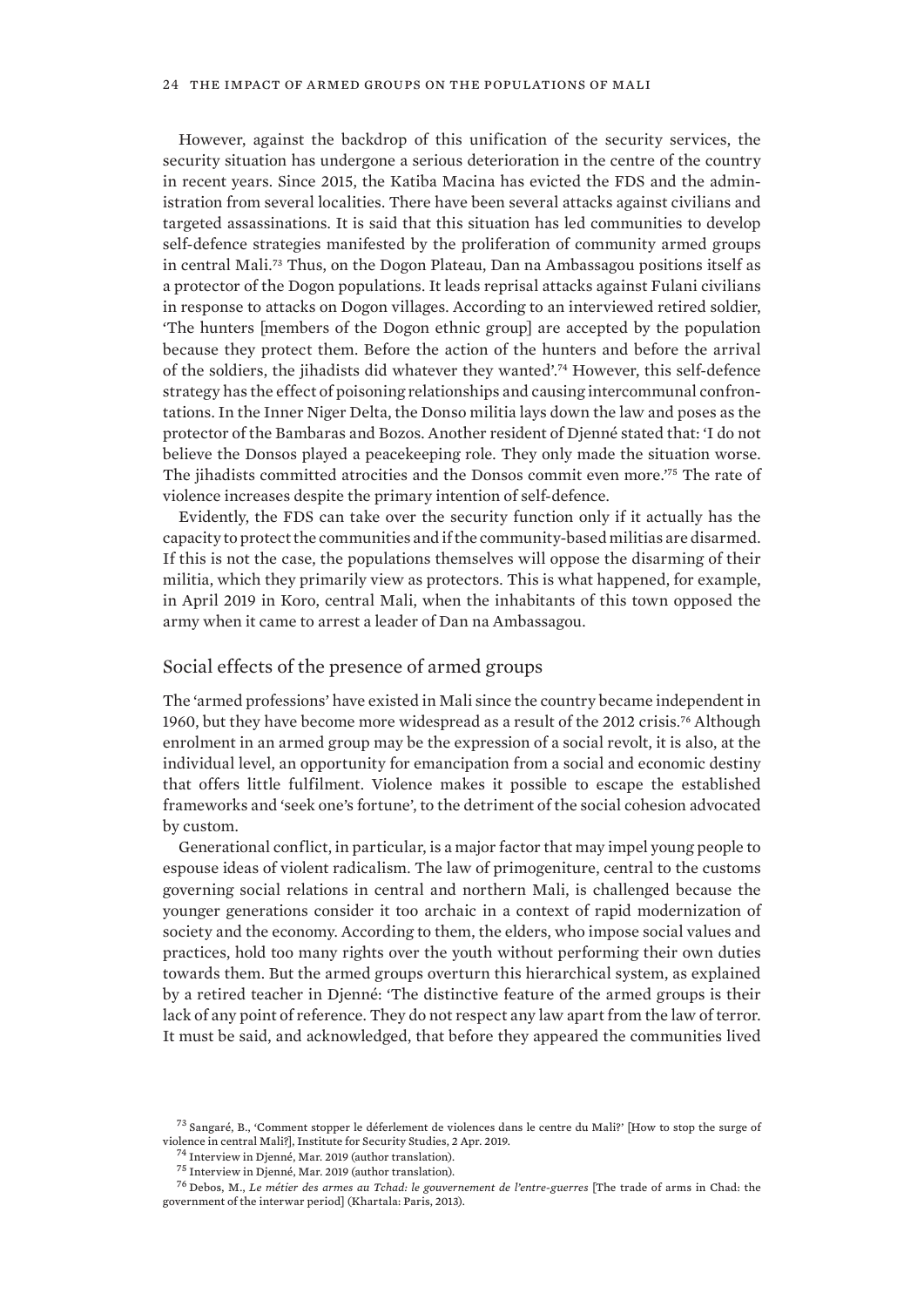However, against the backdrop of this unification of the security services, the security situation has undergone a serious deterioration in the centre of the country in recent years. Since 2015, the Katiba Macina has evicted the FDS and the administration from several localities. There have been several attacks against civilians and targeted assassinations. It is said that this situation has led communities to develop self-defence strategies manifested by the proliferation of community armed groups in central Mali.[73] Thus, on the Dogon Plateau, Dan na Ambassagou positions itself as a protector of the Dogon populations. It leads reprisal attacks against Fulani civilians in response to attacks on Dogon villages. According to an interviewed retired soldier, 'The hunters [members of the Dogon ethnic group] are accepted by the population because they protect them. Before the action of the hunters and before the arrival of the soldiers, the jihadists did whatever they wanted'.[74] However, this self-defence strategy has the effect of poisoning relationships and causing intercommunal confrontations. In the Inner Niger Delta, the Donso militia lays down the law and poses as the protector of the Bambaras and Bozos. Another resident of Djenné stated that: 'I do not believe the Donsos played a peacekeeping role. They only made the situation worse. The jihadists committed atrocities and the Donsos commit even more.'[75] The rate of violence increases despite the primary intention of self-defence.

Evidently, the FDS can take over the security function only if it actually has the capacity to protect the communities and if the community-based militias are disarmed. If this is not the case, the populations themselves will oppose the disarming of their militia, which they primarily view as protectors. This is what happened, for example, in April 2019 in Koro, central Mali, when the inhabitants of this town opposed the army when it came to arrest a leader of Dan na Ambassagou.

## Social effects of the presence of armed groups

The 'armed professions' have existed in Mali since the country became independent in 1960, but they have become more widespread as a result of the 2012 crisis.[76] Although enrolment in an armed group may be the expression of a social revolt, it is also, at the individual level, an opportunity for emancipation from a social and economic destiny that offers little fulfilment. Violence makes it possible to escape the established frameworks and 'seek one's fortune', to the detriment of the social cohesion advocated by custom.

Generational conflict, in particular, is a major factor that may impel young people to espouse ideas of violent radicalism. The law of primogeniture, central to the customs governing social relations in central and northern Mali, is challenged because the younger generations consider it too archaic in a context of rapid modernization of society and the economy. According to them, the elders, who impose social values and practices, hold too many rights over the youth without performing their own duties towards them. But the armed groups overturn this hierarchical system, as explained by a retired teacher in Djenné: 'The distinctive feature of the armed groups is their lack of any point of reference. They do not respect any law apart from the law of terror. It must be said, and acknowledged, that before they appeared the communities lived

[73] Sangaré, B., 'Comment stopper le déferlement de violences dans le centre du Mali?' [How to stop the surge of violence in central Mali?], Institute for Security Studies, 2 Apr. 2019.

[74] Interview in Djenné, Mar. 2019 (author translation).

[75] Interview in Djenné, Mar. 2019 (author translation).

[76] Debos, M., *Le métier des armes au Tchad: le gouvernement de l'entre-guerres* [The trade of arms in Chad: the government of the interwar period] (Khartala: Paris, 2013).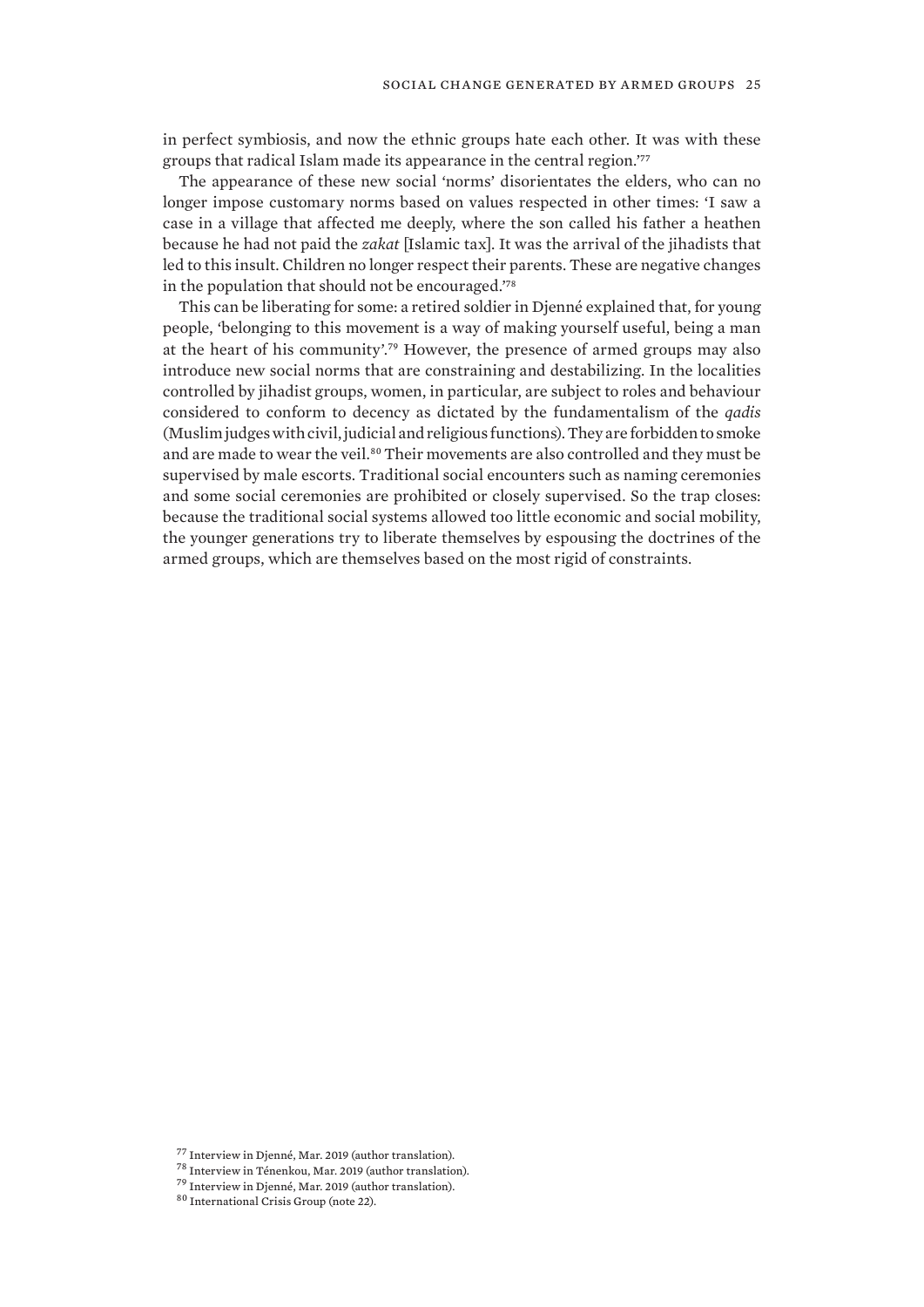in perfect symbiosis, and now the ethnic groups hate each other. It was with these groups that radical Islam made its appearance in the central region.'[77]

The appearance of these new social 'norms' disorientates the elders, who can no longer impose customary norms based on values respected in other times: 'I saw a case in a village that affected me deeply, where the son called his father a heathen because he had not paid the *zakat* [Islamic tax]. It was the arrival of the jihadists that led to this insult. Children no longer respect their parents. These are negative changes in the population that should not be encouraged.'[78]

This can be liberating for some: a retired soldier in Djenné explained that, for young people, 'belonging to this movement is a way of making yourself useful, being a man at the heart of his community'.[79] However, the presence of armed groups may also introduce new social norms that are constraining and destabilizing. In the localities controlled by jihadist groups, women, in particular, are subject to roles and behaviour considered to conform to decency as dictated by the fundamentalism of the *qadis* (Muslim judges with civil, judicial and religious functions). They are forbidden to smoke and are made to wear the veil.[80] Their movements are also controlled and they must be supervised by male escorts. Traditional social encounters such as naming ceremonies and some social ceremonies are prohibited or closely supervised. So the trap closes: because the traditional social systems allowed too little economic and social mobility, the younger generations try to liberate themselves by espousing the doctrines of the armed groups, which are themselves based on the most rigid of constraints.

[77] Interview in Djenné, Mar. 2019 (author translation).

[78] Interview in Ténenkou, Mar. 2019 (author translation).

[79] Interview in Djenné, Mar. 2019 (author translation).

[80] International Crisis Group (note 22).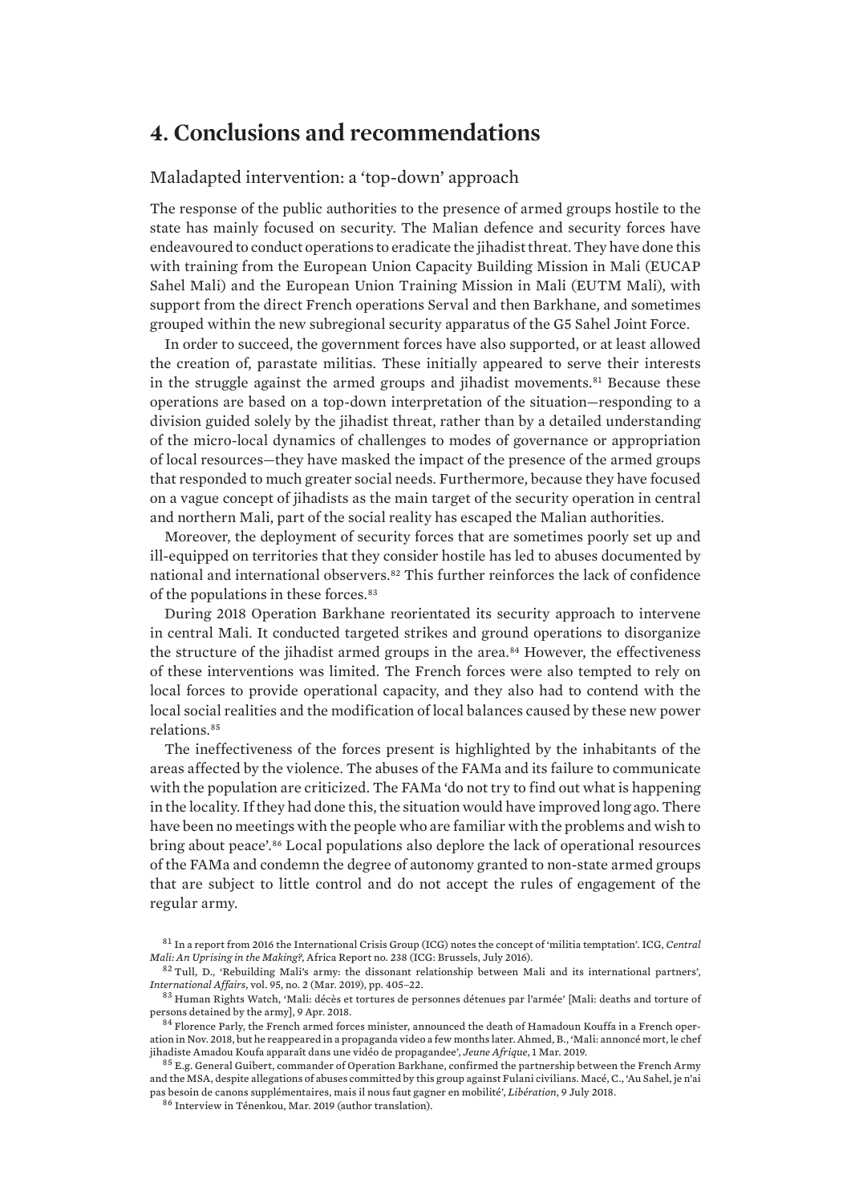# 4. Conclusions and recommendations

## Maladapted intervention: a 'top-down' approach

The response of the public authorities to the presence of armed groups hostile to the state has mainly focused on security. The Malian defence and security forces have endeavoured to conduct operations to eradicate the jihadist threat. They have done this with training from the European Union Capacity Building Mission in Mali (EUCAP Sahel Mali) and the European Union Training Mission in Mali (EUTM Mali), with support from the direct French operations Serval and then Barkhane, and sometimes grouped within the new subregional security apparatus of the G5 Sahel Joint Force.

In order to succeed, the government forces have also supported, or at least allowed the creation of, parastate militias. These initially appeared to serve their interests in the struggle against the armed groups and jihadist movements.[81] Because these operations are based on a top-down interpretation of the situation—responding to a division guided solely by the jihadist threat, rather than by a detailed understanding of the micro-local dynamics of challenges to modes of governance or appropriation of local resources—they have masked the impact of the presence of the armed groups that responded to much greater social needs. Furthermore, because they have focused on a vague concept of jihadists as the main target of the security operation in central and northern Mali, part of the social reality has escaped the Malian authorities.

Moreover, the deployment of security forces that are sometimes poorly set up and ill-equipped on territories that they consider hostile has led to abuses documented by national and international observers.[82] This further reinforces the lack of confidence of the populations in these forces.[83]

During 2018 Operation Barkhane reorientated its security approach to intervene in central Mali. It conducted targeted strikes and ground operations to disorganize the structure of the jihadist armed groups in the area.[84] However, the effectiveness of these interventions was limited. The French forces were also tempted to rely on local forces to provide operational capacity, and they also had to contend with the local social realities and the modification of local balances caused by these new power relations.[85]

The ineffectiveness of the forces present is highlighted by the inhabitants of the areas affected by the violence. The abuses of the FAMa and its failure to communicate with the population are criticized. The FAMa 'do not try to find out what is happening in the locality. If they had done this, the situation would have improved long ago. There have been no meetings with the people who are familiar with the problems and wish to bring about peace'.[86] Local populations also deplore the lack of operational resources of the FAMa and condemn the degree of autonomy granted to non-state armed groups that are subject to little control and do not accept the rules of engagement of the regular army.

[81] In a report from 2016 the International Crisis Group (ICG) notes the concept of 'militia temptation'. ICG, *Central Mali: An Uprising in the Making?*, Africa Report no. 238 (ICG: Brussels, July 2016).

[82] Tull, D., 'Rebuilding Mali's army: the dissonant relationship between Mali and its international partners', *International Affairs*, vol. 95, no. 2 (Mar. 2019), pp. 405–22.

[83] Human Rights Watch, 'Mali: décès et tortures de personnes détenues par l'armée' [Mali: deaths and torture of persons detained by the army], 9 Apr. 2018.

[84] Florence Parly, the French armed forces minister, announced the death of Hamadoun Kouffa in a French operation in Nov. 2018, but he reappeared in a propaganda video a few months later. Ahmed, B., 'Mali: annoncé mort, le chef jihadiste Amadou Koufa apparaît dans une vidéo de propagandee', *Jeune Afrique*, 1 Mar. 2019.

[85] E.g. General Guibert, commander of Operation Barkhane, confirmed the partnership between the French Army and the MSA, despite allegations of abuses committed by this group against Fulani civilians. Macé, C., 'Au Sahel, je n'ai pas besoin de canons supplémentaires, mais il nous faut gagner en mobilité', *Libération*, 9 July 2018.

[86] Interview in Ténenkou, Mar. 2019 (author translation).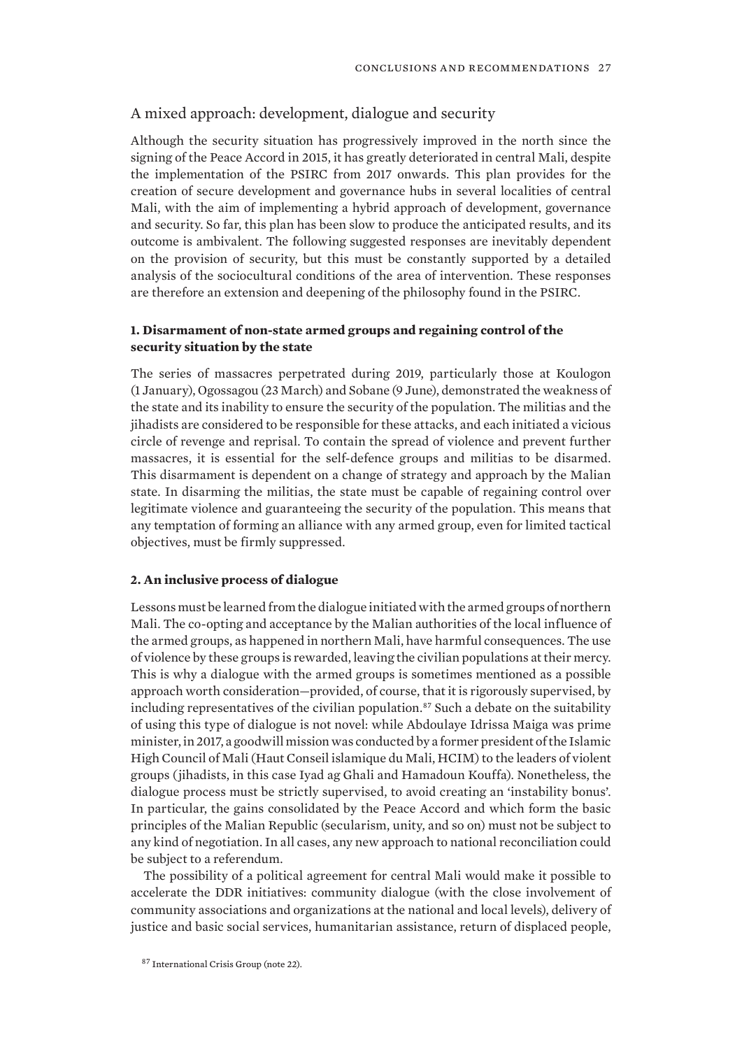## A mixed approach: development, dialogue and security

Although the security situation has progressively improved in the north since the signing of the Peace Accord in 2015, it has greatly deteriorated in central Mali, despite the implementation of the PSIRC from 2017 onwards. This plan provides for the creation of secure development and governance hubs in several localities of central Mali, with the aim of implementing a hybrid approach of development, governance and security. So far, this plan has been slow to produce the anticipated results, and its outcome is ambivalent. The following suggested responses are inevitably dependent on the provision of security, but this must be constantly supported by a detailed analysis of the sociocultural conditions of the area of intervention. These responses are therefore an extension and deepening of the philosophy found in the PSIRC.

### 1. Disarmament of non-state armed groups and regaining control of the security situation by the state

The series of massacres perpetrated during 2019, particularly those at Koulogon (1 January), Ogossagou (23 March) and Sobane (9 June), demonstrated the weakness of the state and its inability to ensure the security of the population. The militias and the jihadists are considered to be responsible for these attacks, and each initiated a vicious circle of revenge and reprisal. To contain the spread of violence and prevent further massacres, it is essential for the self-defence groups and militias to be disarmed. This disarmament is dependent on a change of strategy and approach by the Malian state. In disarming the militias, the state must be capable of regaining control over legitimate violence and guaranteeing the security of the population. This means that any temptation of forming an alliance with any armed group, even for limited tactical objectives, must be firmly suppressed.

### 2. An inclusive process of dialogue

Lessons must be learned from the dialogue initiated with the armed groups of northern Mali. The co-opting and acceptance by the Malian authorities of the local influence of the armed groups, as happened in northern Mali, have harmful consequences. The use of violence by these groups is rewarded, leaving the civilian populations at their mercy. This is why a dialogue with the armed groups is sometimes mentioned as a possible approach worth consideration—provided, of course, that it is rigorously supervised, by including representatives of the civilian population.[87] Such a debate on the suitability of using this type of dialogue is not novel: while Abdoulaye Idrissa Maiga was prime minister, in 2017, a goodwill mission was conducted by a former president of the Islamic High Council of Mali (Haut Conseil islamique du Mali, HCIM) to the leaders of violent groups (jihadists, in this case Iyad ag Ghali and Hamadoun Kouffa). Nonetheless, the dialogue process must be strictly supervised, to avoid creating an 'instability bonus'. In particular, the gains consolidated by the Peace Accord and which form the basic principles of the Malian Republic (secularism, unity, and so on) must not be subject to any kind of negotiation. In all cases, any new approach to national reconciliation could be subject to a referendum.

The possibility of a political agreement for central Mali would make it possible to accelerate the DDR initiatives: community dialogue (with the close involvement of community associations and organizations at the national and local levels), delivery of justice and basic social services, humanitarian assistance, return of displaced people,

[87] International Crisis Group (note 22).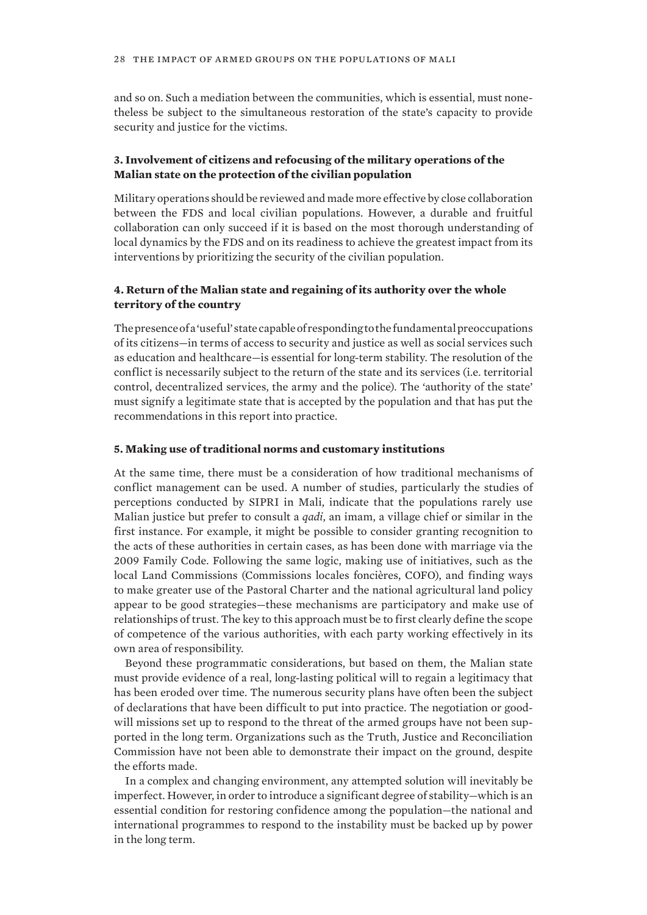and so on. Such a mediation between the communities, which is essential, must nonetheless be subject to the simultaneous restoration of the state's capacity to provide security and justice for the victims.

### 3. Involvement of citizens and refocusing of the military operations of the Malian state on the protection of the civilian population

Military operations should be reviewed and made more effective by close collaboration between the FDS and local civilian populations. However, a durable and fruitful collaboration can only succeed if it is based on the most thorough understanding of local dynamics by the FDS and on its readiness to achieve the greatest impact from its interventions by prioritizing the security of the civilian population.

### 4. Return of the Malian state and regaining of its authority over the whole territory of the country

The presence of a 'useful' state capable of responding to the fundamental preoccupations of its citizens—in terms of access to security and justice as well as social services such as education and healthcare—is essential for long-term stability. The resolution of the conflict is necessarily subject to the return of the state and its services (i.e. territorial control, decentralized services, the army and the police). The 'authority of the state' must signify a legitimate state that is accepted by the population and that has put the recommendations in this report into practice.

### 5. Making use of traditional norms and customary institutions

At the same time, there must be a consideration of how traditional mechanisms of conflict management can be used. A number of studies, particularly the studies of perceptions conducted by SIPRI in Mali, indicate that the populations rarely use Malian justice but prefer to consult a *qadi*, an imam, a village chief or similar in the first instance. For example, it might be possible to consider granting recognition to the acts of these authorities in certain cases, as has been done with marriage via the 2009 Family Code. Following the same logic, making use of initiatives, such as the local Land Commissions (Commissions locales foncières, COFO), and finding ways to make greater use of the Pastoral Charter and the national agricultural land policy appear to be good strategies—these mechanisms are participatory and make use of relationships of trust. The key to this approach must be to first clearly define the scope of competence of the various authorities, with each party working effectively in its own area of responsibility.

Beyond these programmatic considerations, but based on them, the Malian state must provide evidence of a real, long-lasting political will to regain a legitimacy that has been eroded over time. The numerous security plans have often been the subject of declarations that have been difficult to put into practice. The negotiation or goodwill missions set up to respond to the threat of the armed groups have not been supported in the long term. Organizations such as the Truth, Justice and Reconciliation Commission have not been able to demonstrate their impact on the ground, despite the efforts made.

In a complex and changing environment, any attempted solution will inevitably be imperfect. However, in order to introduce a significant degree of stability—which is an essential condition for restoring confidence among the population—the national and international programmes to respond to the instability must be backed up by power in the long term.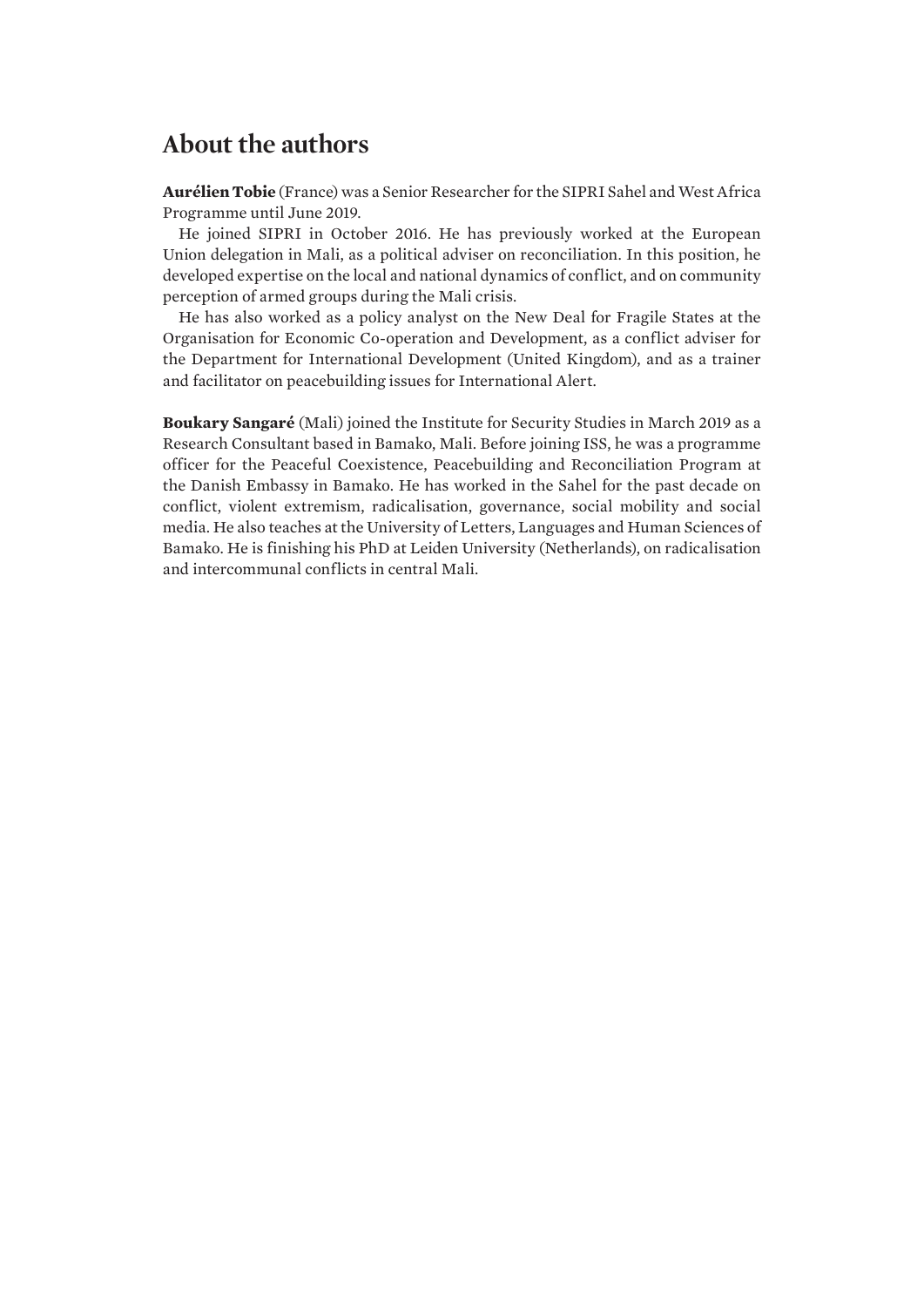# About the authors

**Aurélien Tobie** (France) was a Senior Researcher for the SIPRI Sahel and West Africa Programme until June 2019.

He joined SIPRI in October 2016. He has previously worked at the European Union delegation in Mali, as a political adviser on reconciliation. In this position, he developed expertise on the local and national dynamics of conflict, and on community perception of armed groups during the Mali crisis.

He has also worked as a policy analyst on the New Deal for Fragile States at the Organisation for Economic Co-operation and Development, as a conflict adviser for the Department for International Development (United Kingdom), and as a trainer and facilitator on peacebuilding issues for International Alert.

**Boukary Sangaré** (Mali) joined the Institute for Security Studies in March 2019 as a Research Consultant based in Bamako, Mali. Before joining ISS, he was a programme officer for the Peaceful Coexistence, Peacebuilding and Reconciliation Program at the Danish Embassy in Bamako. He has worked in the Sahel for the past decade on conflict, violent extremism, radicalisation, governance, social mobility and social media. He also teaches at the University of Letters, Languages and Human Sciences of Bamako. He is finishing his PhD at Leiden University (Netherlands), on radicalisation and intercommunal conflicts in central Mali.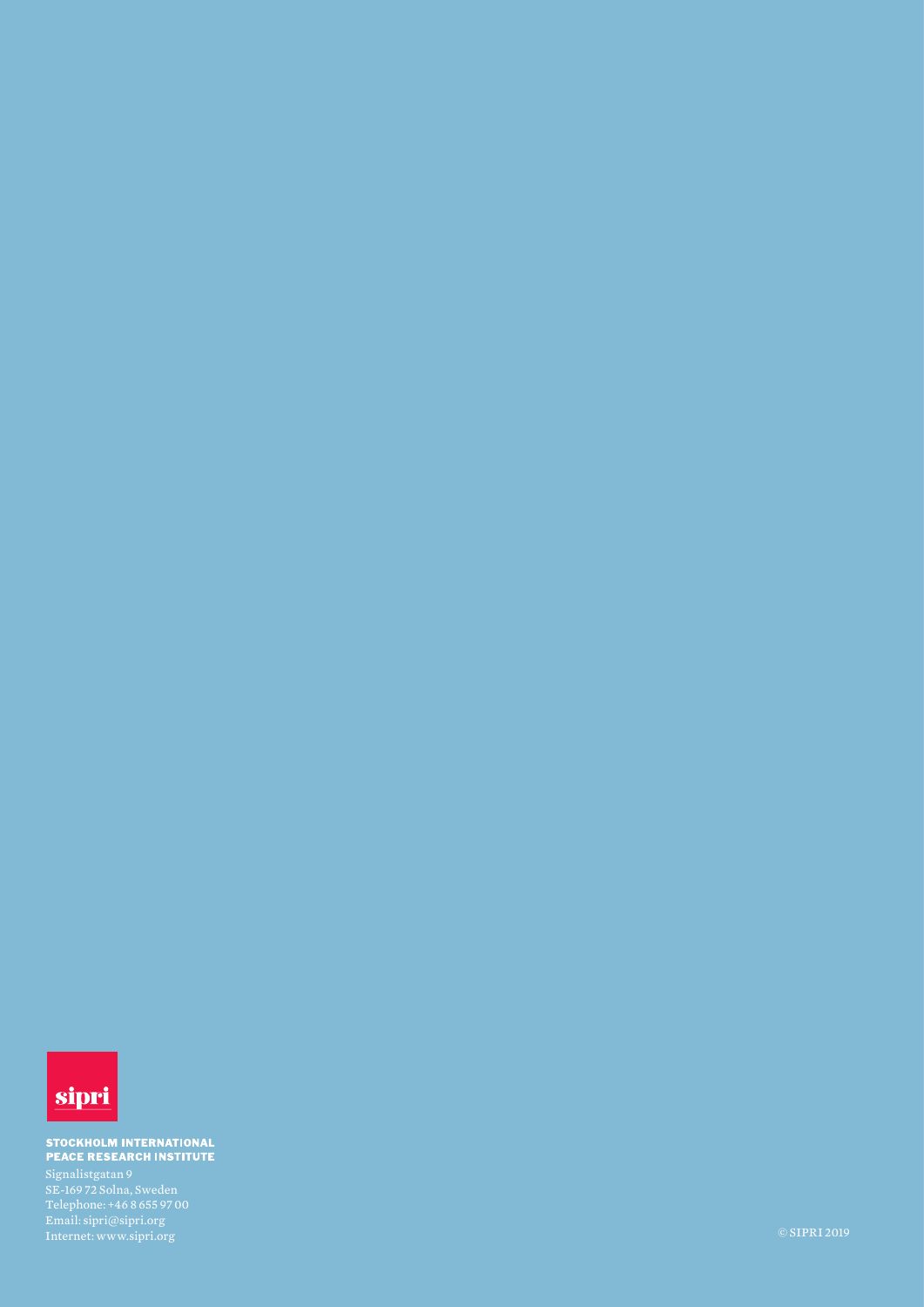sipri

**STOCKHOLM INTERNATIONAL PEACE RESEARCH INSTITUTE**

Signalistgatan 9
SE-169 72 Solna, Sweden
Telephone: +46 8 655 97 00
Email: sipri@sipri.org
Internet: www.sipri.org

© SIPRI 2019